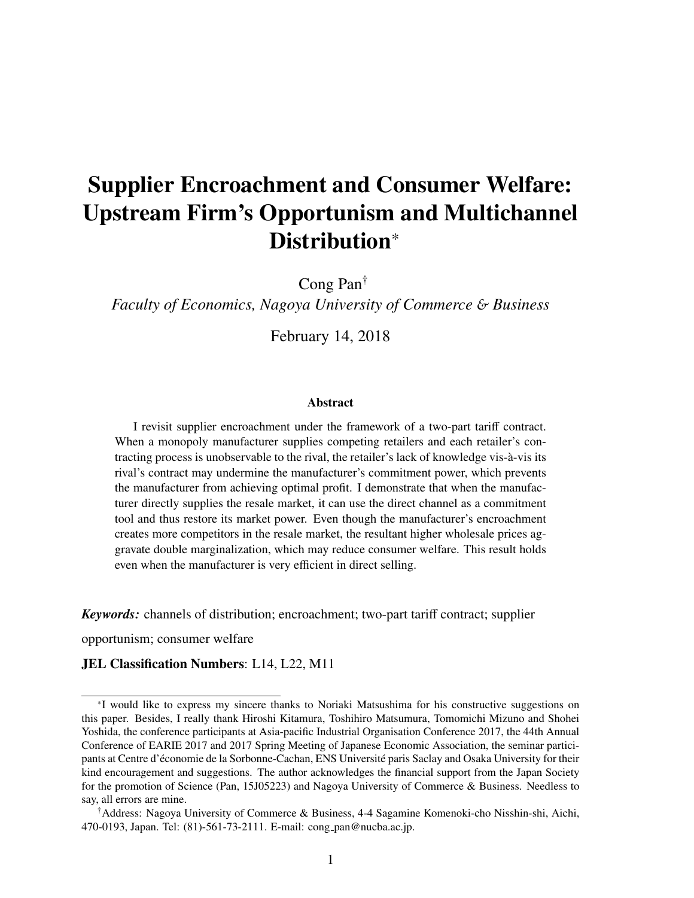# Supplier Encroachment and Consumer Welfare: Upstream Firm's Opportunism and Multichannel Distribution[*]

Cong Pan[†]

*Faculty of Economics, Nagoya University of Commerce & Business*

February 14, 2018

### Abstract

I revisit supplier encroachment under the framework of a two-part tariff contract. When a monopoly manufacturer supplies competing retailers and each retailer's contracting process is unobservable to the rival, the retailer's lack of knowledge vis-à-vis its rival's contract may undermine the manufacturer's commitment power, which prevents the manufacturer from achieving optimal profit. I demonstrate that when the manufacturer directly supplies the resale market, it can use the direct channel as a commitment tool and thus restore its market power. Even though the manufacturer's encroachment creates more competitors in the resale market, the resultant higher wholesale prices aggravate double marginalization, which may reduce consumer welfare. This result holds even when the manufacturer is very efficient in direct selling.

***Keywords:*** channels of distribution; encroachment; two-part tariff contract; supplier opportunism; consumer welfare

**JEL Classification Numbers**: L14, L22, M11

---

[*] I would like to express my sincere thanks to Noriaki Matsushima for his constructive suggestions on this paper. Besides, I really thank Hiroshi Kitamura, Toshihiro Matsumura, Tomomichi Mizuno and Shohei Yoshida, the conference participants at Asia-pacific Industrial Organisation Conference 2017, the 44th Annual Conference of EARIE 2017 and 2017 Spring Meeting of Japanese Economic Association, the seminar participants at Centre d'économie de la Sorbonne-Cachan, ENS Université paris Saclay and Osaka University for their kind encouragement and suggestions. The author acknowledges the financial support from the Japan Society for the promotion of Science (Pan, 15J05223) and Nagoya University of Commerce & Business. Needless to say, all errors are mine.

[†] Address: Nagoya University of Commerce & Business, 4-4 Sagamine Komenoki-cho Nisshin-shi, Aichi, 470-0193, Japan. Tel: (81)-561-73-2111. E-mail: cong_pan@nucba.ac.jp.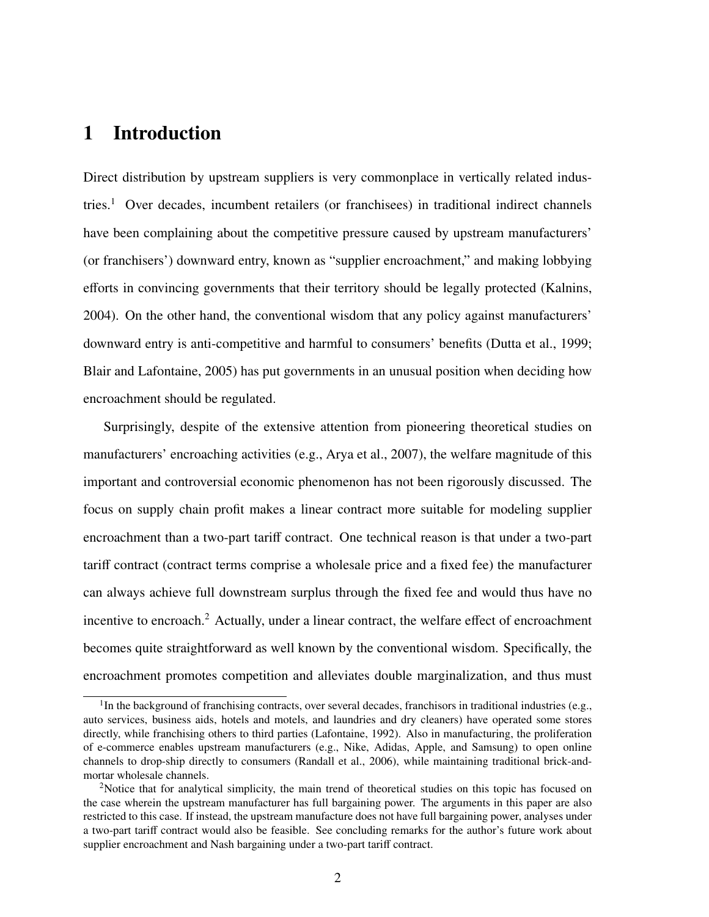# 1 Introduction

Direct distribution by upstream suppliers is very commonplace in vertically related industries.[1] Over decades, incumbent retailers (or franchisees) in traditional indirect channels have been complaining about the competitive pressure caused by upstream manufacturers' (or franchisers') downward entry, known as "supplier encroachment," and making lobbying efforts in convincing governments that their territory should be legally protected (Kalnins, 2004). On the other hand, the conventional wisdom that any policy against manufacturers' downward entry is anti-competitive and harmful to consumers' benefits (Dutta et al., 1999; Blair and Lafontaine, 2005) has put governments in an unusual position when deciding how encroachment should be regulated.

Surprisingly, despite of the extensive attention from pioneering theoretical studies on manufacturers' encroaching activities (e.g., Arya et al., 2007), the welfare magnitude of this important and controversial economic phenomenon has not been rigorously discussed. The focus on supply chain profit makes a linear contract more suitable for modeling supplier encroachment than a two-part tariff contract. One technical reason is that under a two-part tariff contract (contract terms comprise a wholesale price and a fixed fee) the manufacturer can always achieve full downstream surplus through the fixed fee and would thus have no incentive to encroach.[2] Actually, under a linear contract, the welfare effect of encroachment becomes quite straightforward as well known by the conventional wisdom. Specifically, the encroachment promotes competition and alleviates double marginalization, and thus must

[1] In the background of franchising contracts, over several decades, franchisors in traditional industries (e.g., auto services, business aids, hotels and motels, and laundries and dry cleaners) have operated some stores directly, while franchising others to third parties (Lafontaine, 1992). Also in manufacturing, the proliferation of e-commerce enables upstream manufacturers (e.g., Nike, Adidas, Apple, and Samsung) to open online channels to drop-ship directly to consumers (Randall et al., 2006), while maintaining traditional brick-and-mortar wholesale channels.

[2] Notice that for analytical simplicity, the main trend of theoretical studies on this topic has focused on the case wherein the upstream manufacturer has full bargaining power. The arguments in this paper are also restricted to this case. If instead, the upstream manufacture does not have full bargaining power, analyses under a two-part tariff contract would also be feasible. See concluding remarks for the author's future work about supplier encroachment and Nash bargaining under a two-part tariff contract.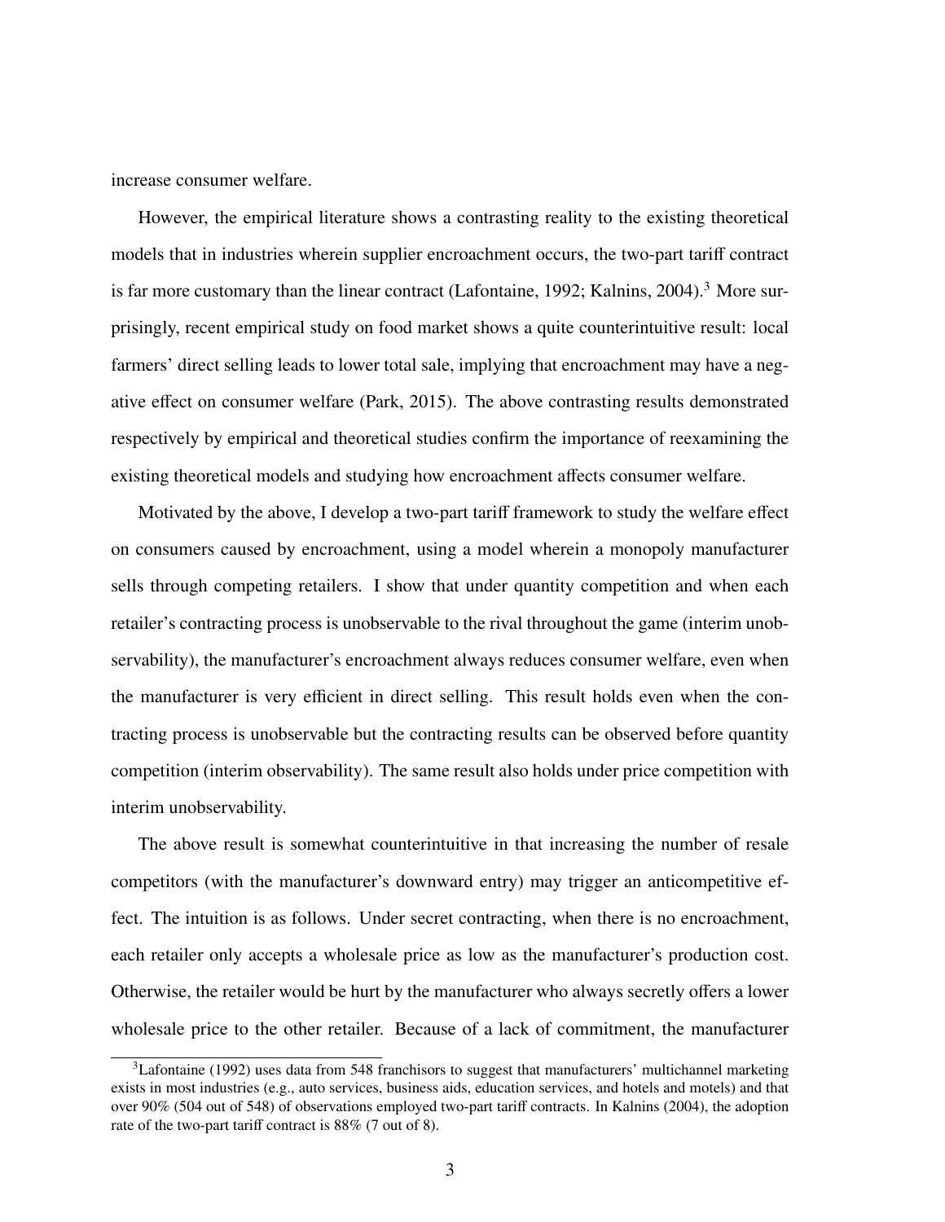increase consumer welfare.

However, the empirical literature shows a contrasting reality to the existing theoretical models that in industries wherein supplier encroachment occurs, the two-part tariff contract is far more customary than the linear contract (Lafontaine, 1992; Kalnins, 2004).[3] More surprisingly, recent empirical study on food market shows a quite counterintuitive result: local farmers' direct selling leads to lower total sale, implying that encroachment may have a negative effect on consumer welfare (Park, 2015). The above contrasting results demonstrated respectively by empirical and theoretical studies confirm the importance of reexamining the existing theoretical models and studying how encroachment affects consumer welfare.

Motivated by the above, I develop a two-part tariff framework to study the welfare effect on consumers caused by encroachment, using a model wherein a monopoly manufacturer sells through competing retailers. I show that under quantity competition and when each retailer's contracting process is unobservable to the rival throughout the game (interim unobservability), the manufacturer's encroachment always reduces consumer welfare, even when the manufacturer is very efficient in direct selling. This result holds even when the contracting process is unobservable but the contracting results can be observed before quantity competition (interim observability). The same result also holds under price competition with interim unobservability.

The above result is somewhat counterintuitive in that increasing the number of resale competitors (with the manufacturer's downward entry) may trigger an anticompetitive effect. The intuition is as follows. Under secret contracting, when there is no encroachment, each retailer only accepts a wholesale price as low as the manufacturer's production cost. Otherwise, the retailer would be hurt by the manufacturer who always secretly offers a lower wholesale price to the other retailer. Because of a lack of commitment, the manufacturer

[3] Lafontaine (1992) uses data from 548 franchisors to suggest that manufacturers' multichannel marketing exists in most industries (e.g., auto services, business aids, education services, and hotels and motels) and that over 90% (504 out of 548) of observations employed two-part tariff contracts. In Kalnins (2004), the adoption rate of the two-part tariff contract is 88% (7 out of 8).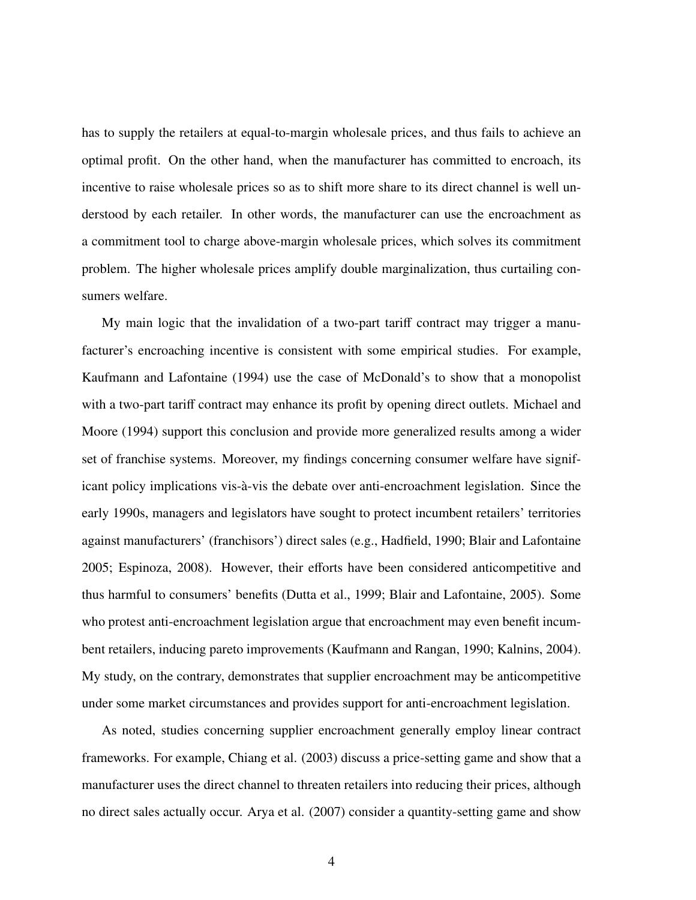has to supply the retailers at equal-to-margin wholesale prices, and thus fails to achieve an optimal profit. On the other hand, when the manufacturer has committed to encroach, its incentive to raise wholesale prices so as to shift more share to its direct channel is well understood by each retailer. In other words, the manufacturer can use the encroachment as a commitment tool to charge above-margin wholesale prices, which solves its commitment problem. The higher wholesale prices amplify double marginalization, thus curtailing consumers welfare.

My main logic that the invalidation of a two-part tariff contract may trigger a manufacturer's encroaching incentive is consistent with some empirical studies. For example, Kaufmann and Lafontaine (1994) use the case of McDonald's to show that a monopolist with a two-part tariff contract may enhance its profit by opening direct outlets. Michael and Moore (1994) support this conclusion and provide more generalized results among a wider set of franchise systems. Moreover, my findings concerning consumer welfare have significant policy implications vis-à-vis the debate over anti-encroachment legislation. Since the early 1990s, managers and legislators have sought to protect incumbent retailers' territories against manufacturers' (franchisors') direct sales (e.g., Hadfield, 1990; Blair and Lafontaine 2005; Espinoza, 2008). However, their efforts have been considered anticompetitive and thus harmful to consumers' benefits (Dutta et al., 1999; Blair and Lafontaine, 2005). Some who protest anti-encroachment legislation argue that encroachment may even benefit incumbent retailers, inducing pareto improvements (Kaufmann and Rangan, 1990; Kalnins, 2004). My study, on the contrary, demonstrates that supplier encroachment may be anticompetitive under some market circumstances and provides support for anti-encroachment legislation.

As noted, studies concerning supplier encroachment generally employ linear contract frameworks. For example, Chiang et al. (2003) discuss a price-setting game and show that a manufacturer uses the direct channel to threaten retailers into reducing their prices, although no direct sales actually occur. Arya et al. (2007) consider a quantity-setting game and show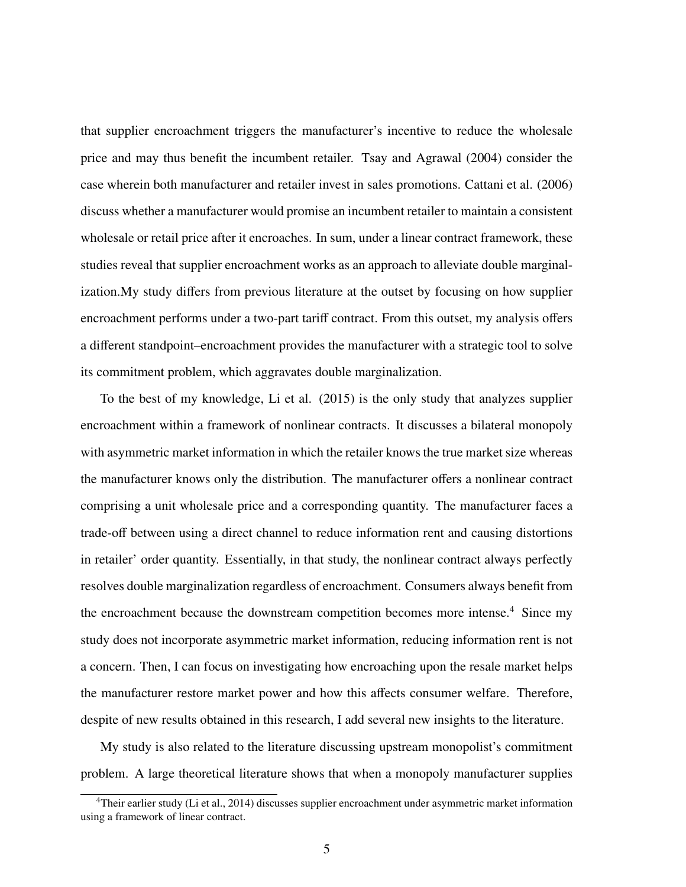that supplier encroachment triggers the manufacturer's incentive to reduce the wholesale price and may thus benefit the incumbent retailer. Tsay and Agrawal (2004) consider the case wherein both manufacturer and retailer invest in sales promotions. Cattani et al. (2006) discuss whether a manufacturer would promise an incumbent retailer to maintain a consistent wholesale or retail price after it encroaches. In sum, under a linear contract framework, these studies reveal that supplier encroachment works as an approach to alleviate double marginalization.My study differs from previous literature at the outset by focusing on how supplier encroachment performs under a two-part tariff contract. From this outset, my analysis offers a different standpoint–encroachment provides the manufacturer with a strategic tool to solve its commitment problem, which aggravates double marginalization.

To the best of my knowledge, Li et al. (2015) is the only study that analyzes supplier encroachment within a framework of nonlinear contracts. It discusses a bilateral monopoly with asymmetric market information in which the retailer knows the true market size whereas the manufacturer knows only the distribution. The manufacturer offers a nonlinear contract comprising a unit wholesale price and a corresponding quantity. The manufacturer faces a trade-off between using a direct channel to reduce information rent and causing distortions in retailer' order quantity. Essentially, in that study, the nonlinear contract always perfectly resolves double marginalization regardless of encroachment. Consumers always benefit from the encroachment because the downstream competition becomes more intense.[4] Since my study does not incorporate asymmetric market information, reducing information rent is not a concern. Then, I can focus on investigating how encroaching upon the resale market helps the manufacturer restore market power and how this affects consumer welfare. Therefore, despite of new results obtained in this research, I add several new insights to the literature.

My study is also related to the literature discussing upstream monopolist's commitment problem. A large theoretical literature shows that when a monopoly manufacturer supplies

[4] Their earlier study (Li et al., 2014) discusses supplier encroachment under asymmetric market information using a framework of linear contract.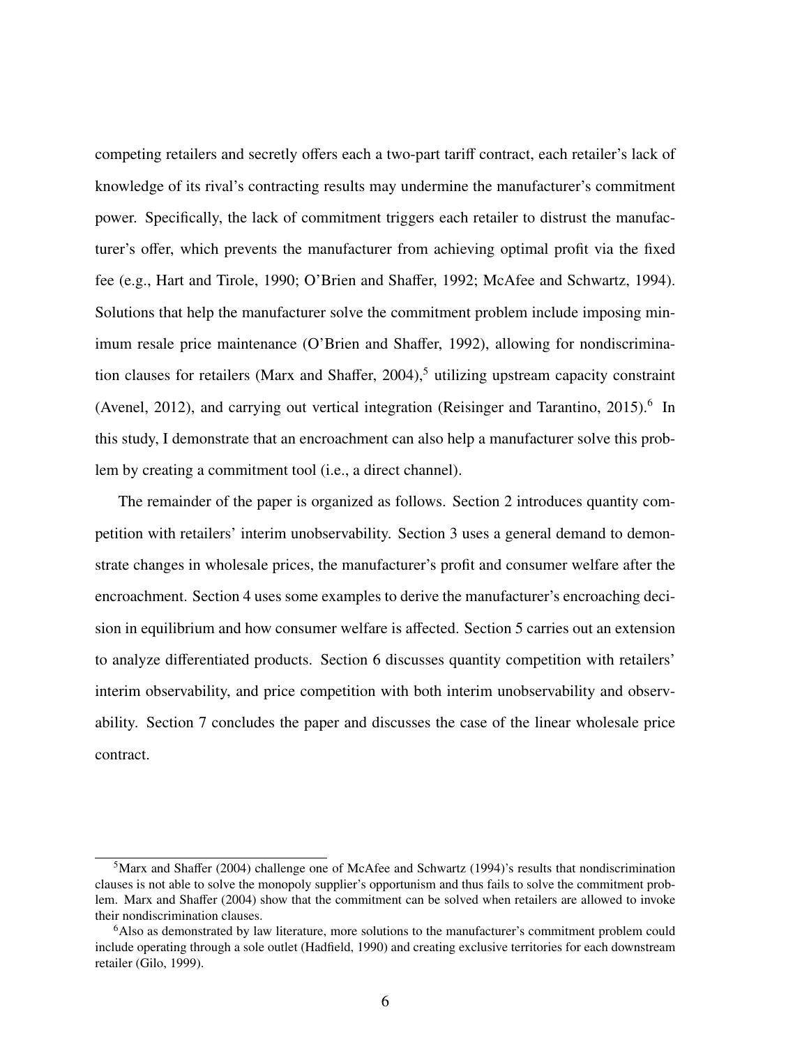competing retailers and secretly offers each a two-part tariff contract, each retailer's lack of knowledge of its rival's contracting results may undermine the manufacturer's commitment power. Specifically, the lack of commitment triggers each retailer to distrust the manufacturer's offer, which prevents the manufacturer from achieving optimal profit via the fixed fee (e.g., Hart and Tirole, 1990; O'Brien and Shaffer, 1992; McAfee and Schwartz, 1994). Solutions that help the manufacturer solve the commitment problem include imposing minimum resale price maintenance (O'Brien and Shaffer, 1992), allowing for nondiscrimination clauses for retailers (Marx and Shaffer, 2004),[5] utilizing upstream capacity constraint (Avenel, 2012), and carrying out vertical integration (Reisinger and Tarantino, 2015).[6] In this study, I demonstrate that an encroachment can also help a manufacturer solve this problem by creating a commitment tool (i.e., a direct channel).

The remainder of the paper is organized as follows. Section 2 introduces quantity competition with retailers' interim unobservability. Section 3 uses a general demand to demonstrate changes in wholesale prices, the manufacturer's profit and consumer welfare after the encroachment. Section 4 uses some examples to derive the manufacturer's encroaching decision in equilibrium and how consumer welfare is affected. Section 5 carries out an extension to analyze differentiated products. Section 6 discusses quantity competition with retailers' interim observability, and price competition with both interim unobservability and observability. Section 7 concludes the paper and discusses the case of the linear wholesale price contract.

[5]Marx and Shaffer (2004) challenge one of McAfee and Schwartz (1994)'s results that nondiscrimination clauses is not able to solve the monopoly supplier's opportunism and thus fails to solve the commitment problem. Marx and Shaffer (2004) show that the commitment can be solved when retailers are allowed to invoke their nondiscrimination clauses.

[6]Also as demonstrated by law literature, more solutions to the manufacturer's commitment problem could include operating through a sole outlet (Hadfield, 1990) and creating exclusive territories for each downstream retailer (Gilo, 1999).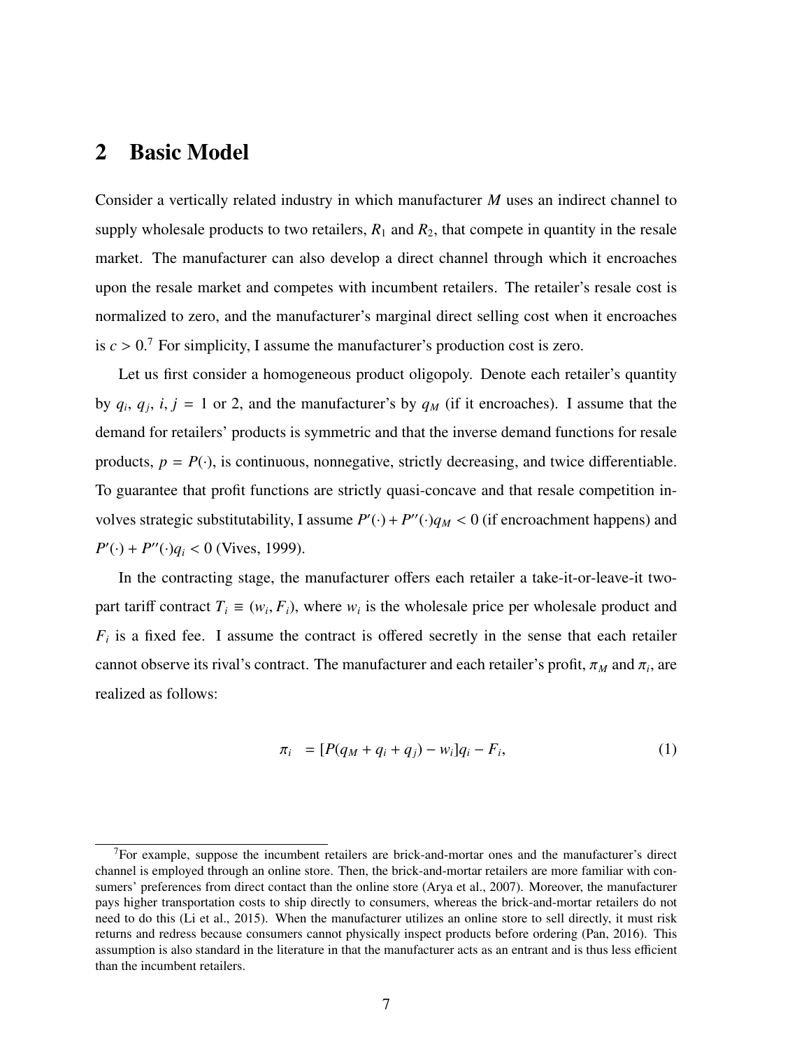## 2 Basic Model

Consider a vertically related industry in which manufacturer $M$ uses an indirect channel to supply wholesale products to two retailers, $R_1$ and $R_2$, that compete in quantity in the resale market. The manufacturer can also develop a direct channel through which it encroaches upon the resale market and competes with incumbent retailers. The retailer's resale cost is normalized to zero, and the manufacturer's marginal direct selling cost when it encroaches is $c > 0$.[7] For simplicity, I assume the manufacturer's production cost is zero.

Let us first consider a homogeneous product oligopoly. Denote each retailer's quantity by $q_i$, $q_j$, $i, j = 1$ or 2, and the manufacturer's by $q_M$ (if it encroaches). I assume that the demand for retailers' products is symmetric and that the inverse demand functions for resale products, $p = P(\cdot)$, is continuous, nonnegative, strictly decreasing, and twice differentiable. To guarantee that profit functions are strictly quasi-concave and that resale competition involves strategic substitutability, I assume $P'(\cdot) + P''(\cdot)q_M < 0$ (if encroachment happens) and $P'(\cdot) + P''(\cdot)q_i < 0$ (Vives, 1999).

In the contracting stage, the manufacturer offers each retailer a take-it-or-leave-it two-part tariff contract $T_i \equiv (w_i, F_i)$, where $w_i$ is the wholesale price per wholesale product and $F_i$ is a fixed fee. I assume the contract is offered secretly in the sense that each retailer cannot observe its rival's contract. The manufacturer and each retailer's profit, $\pi_M$ and $\pi_i$, are realized as follows:

$$\pi_i = [P(q_M + q_i + q_j) - w_i]q_i - F_i, \tag{1}$$

[7] For example, suppose the incumbent retailers are brick-and-mortar ones and the manufacturer's direct channel is employed through an online store. Then, the brick-and-mortar retailers are more familiar with consumers' preferences from direct contact than the online store (Arya et al., 2007). Moreover, the manufacturer pays higher transportation costs to ship directly to consumers, whereas the brick-and-mortar retailers do not need to do this (Li et al., 2015). When the manufacturer utilizes an online store to sell directly, it must risk returns and redress because consumers cannot physically inspect products before ordering (Pan, 2016). This assumption is also standard in the literature in that the manufacturer acts as an entrant and is thus less efficient than the incumbent retailers.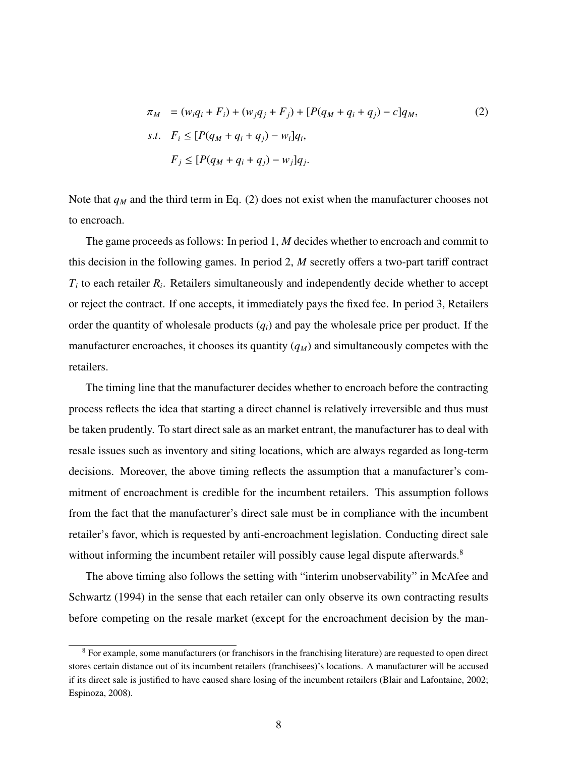$$
\begin{aligned}
\pi_M \quad &= (w_i q_i + F_i) + (w_j q_j + F_j) + [P(q_M + q_i + q_j) - c]q_M, \qquad (2) \\
s.t. \quad & F_i \leq [P(q_M + q_i + q_j) - w_i]q_i, \\
& F_j \leq [P(q_M + q_i + q_j) - w_j]q_j.
\end{aligned}
$$

Note that $q_M$ and the third term in Eq. (2) does not exist when the manufacturer chooses not to encroach.

The game proceeds as follows: In period 1, *M* decides whether to encroach and commit to this decision in the following games. In period 2, *M* secretly offers a two-part tariff contract $T_i$ to each retailer $R_i$. Retailers simultaneously and independently decide whether to accept or reject the contract. If one accepts, it immediately pays the fixed fee. In period 3, Retailers order the quantity of wholesale products ($q_i$) and pay the wholesale price per product. If the manufacturer encroaches, it chooses its quantity ($q_M$) and simultaneously competes with the retailers.

The timing line that the manufacturer decides whether to encroach before the contracting process reflects the idea that starting a direct channel is relatively irreversible and thus must be taken prudently. To start direct sale as an market entrant, the manufacturer has to deal with resale issues such as inventory and siting locations, which are always regarded as long-term decisions. Moreover, the above timing reflects the assumption that a manufacturer's commitment of encroachment is credible for the incumbent retailers. This assumption follows from the fact that the manufacturer's direct sale must be in compliance with the incumbent retailer's favor, which is requested by anti-encroachment legislation. Conducting direct sale without informing the incumbent retailer will possibly cause legal dispute afterwards.[8]

The above timing also follows the setting with "interim unobservability" in McAfee and Schwartz (1994) in the sense that each retailer can only observe its own contracting results before competing on the resale market (except for the encroachment decision by the man-

[8] For example, some manufacturers (or franchisors in the franchising literature) are requested to open direct stores certain distance out of its incumbent retailers (franchisees)'s locations. A manufacturer will be accused if its direct sale is justified to have caused share losing of the incumbent retailers (Blair and Lafontaine, 2002; Espinoza, 2008).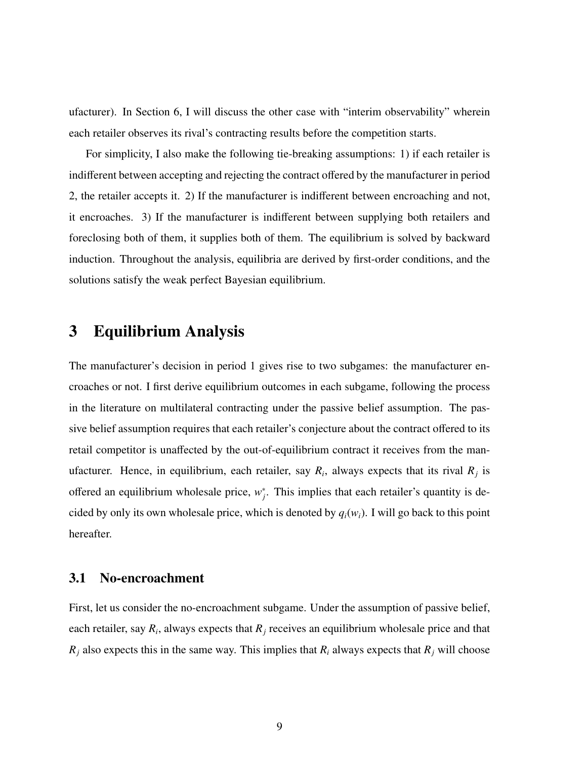ufacturer). In Section 6, I will discuss the other case with "interim observability" wherein each retailer observes its rival's contracting results before the competition starts.

For simplicity, I also make the following tie-breaking assumptions: 1) if each retailer is indifferent between accepting and rejecting the contract offered by the manufacturer in period 2, the retailer accepts it. 2) If the manufacturer is indifferent between encroaching and not, it encroaches. 3) If the manufacturer is indifferent between supplying both retailers and foreclosing both of them, it supplies both of them. The equilibrium is solved by backward induction. Throughout the analysis, equilibria are derived by first-order conditions, and the solutions satisfy the weak perfect Bayesian equilibrium.

# 3 Equilibrium Analysis

The manufacturer's decision in period 1 gives rise to two subgames: the manufacturer encroaches or not. I first derive equilibrium outcomes in each subgame, following the process in the literature on multilateral contracting under the passive belief assumption. The passive belief assumption requires that each retailer's conjecture about the contract offered to its retail competitor is unaffected by the out-of-equilibrium contract it receives from the manufacturer. Hence, in equilibrium, each retailer, say $R_i$, always expects that its rival $R_j$ is offered an equilibrium wholesale price, $w_j^*$. This implies that each retailer's quantity is decided by only its own wholesale price, which is denoted by $q_i(w_i)$. I will go back to this point hereafter.

## 3.1 No-encroachment

First, let us consider the no-encroachment subgame. Under the assumption of passive belief, each retailer, say $R_i$, always expects that $R_j$ receives an equilibrium wholesale price and that $R_j$ also expects this in the same way. This implies that $R_i$ always expects that $R_j$ will choose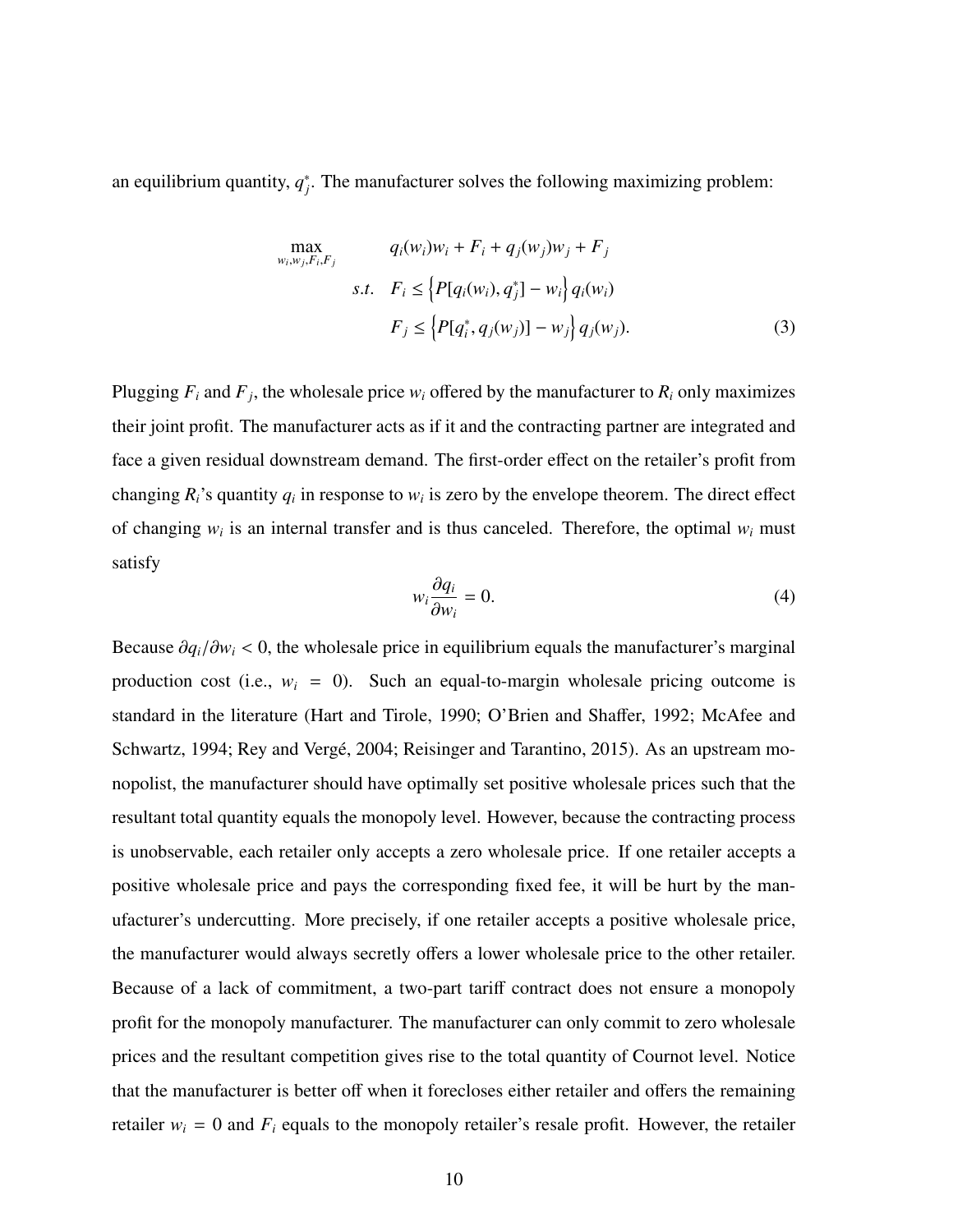an equilibrium quantity, $q_j^*$. The manufacturer solves the following maximizing problem:

$$
\begin{aligned}
\max_{w_i, w_j, F_i, F_j} \quad & q_i(w_i)w_i + F_i + q_j(w_j)w_j + F_j \\
s.t. \quad & F_i \leq \left\{ P[q_i(w_i), q_j^*] - w_i \right\} q_i(w_i) \\
& F_j \leq \left\{ P[q_i^*, q_j(w_j)] - w_j \right\} q_j(w_j).
\end{aligned}
\tag{3}
$$

Plugging $F_i$ and $F_j$, the wholesale price $w_i$ offered by the manufacturer to $R_i$ only maximizes their joint profit. The manufacturer acts as if it and the contracting partner are integrated and face a given residual downstream demand. The first-order effect on the retailer's profit from changing $R_i$'s quantity $q_i$ in response to $w_i$ is zero by the envelope theorem. The direct effect of changing $w_i$ is an internal transfer and is thus canceled. Therefore, the optimal $w_i$ must satisfy

$$
w_i \frac{\partial q_i}{\partial w_i} = 0. \tag{4}
$$

Because $\partial q_i / \partial w_i < 0$, the wholesale price in equilibrium equals the manufacturer's marginal production cost (i.e., $w_i = 0$). Such an equal-to-margin wholesale pricing outcome is standard in the literature (Hart and Tirole, 1990; O'Brien and Shaffer, 1992; McAfee and Schwartz, 1994; Rey and Vergé, 2004; Reisinger and Tarantino, 2015). As an upstream monopolist, the manufacturer should have optimally set positive wholesale prices such that the resultant total quantity equals the monopoly level. However, because the contracting process is unobservable, each retailer only accepts a zero wholesale price. If one retailer accepts a positive wholesale price and pays the corresponding fixed fee, it will be hurt by the manufacturer's undercutting. More precisely, if one retailer accepts a positive wholesale price, the manufacturer would always secretly offers a lower wholesale price to the other retailer. Because of a lack of commitment, a two-part tariff contract does not ensure a monopoly profit for the monopoly manufacturer. The manufacturer can only commit to zero wholesale prices and the resultant competition gives rise to the total quantity of Cournot level. Notice that the manufacturer is better off when it forecloses either retailer and offers the remaining retailer $w_i = 0$ and $F_i$ equals to the monopoly retailer's resale profit. However, the retailer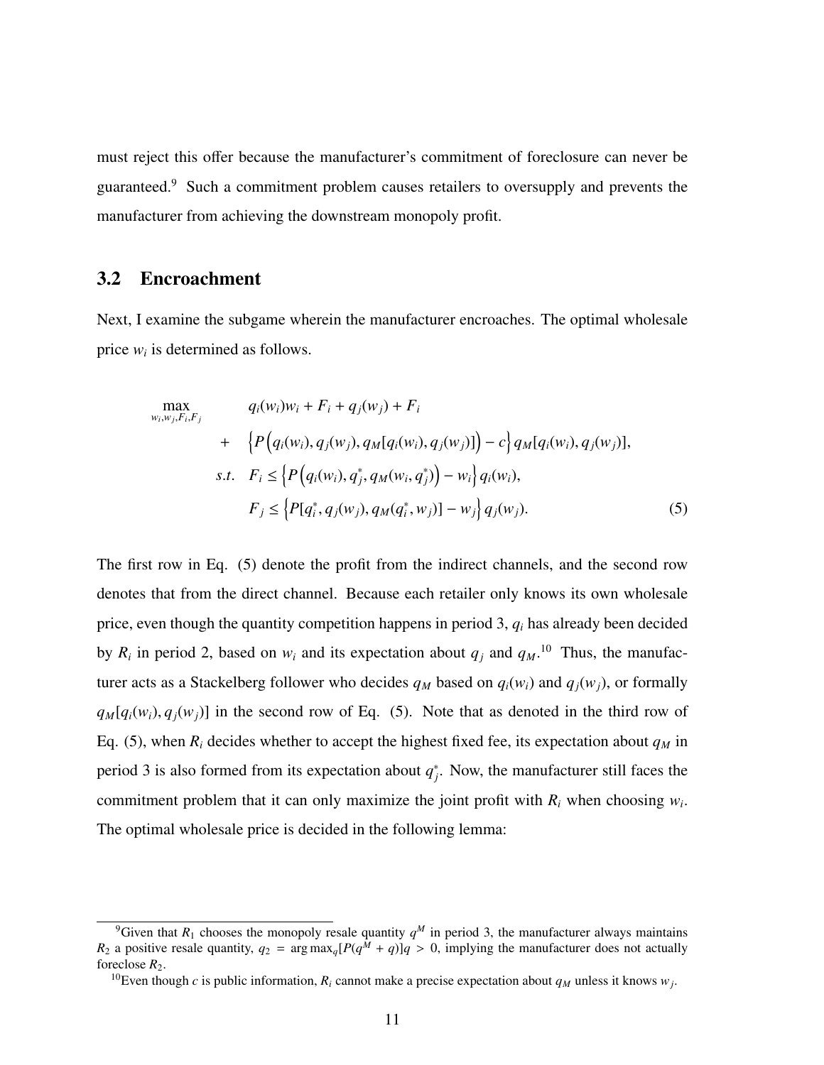must reject this offer because the manufacturer's commitment of foreclosure can never be guaranteed.[9] Such a commitment problem causes retailers to oversupply and prevents the manufacturer from achieving the downstream monopoly profit.

## 3.2 Encroachment

Next, I examine the subgame wherein the manufacturer encroaches. The optimal wholesale price $w_i$ is determined as follows.

$$
\begin{aligned}
\max_{w_i, w_j, F_i, F_j} \quad & q_i(w_i)w_i + F_i + q_j(w_j) + F_i \\
+ \quad & \left\{P\Big(q_i(w_i), q_j(w_j), q_M[q_i(w_i), q_j(w_j)]\Big) - c\right\} q_M[q_i(w_i), q_j(w_j)], \\
s.t. \quad & F_i \leq \left\{P\Big(q_i(w_i), q_j^*, q_M(w_i, q_j^*)\Big) - w_i\right\} q_i(w_i), \\
& F_j \leq \left\{P[q_i^*, q_j(w_j), q_M(q_i^*, w_j)] - w_j\right\} q_j(w_j).
\end{aligned} \tag{5}
$$

The first row in Eq. (5) denote the profit from the indirect channels, and the second row denotes that from the direct channel. Because each retailer only knows its own wholesale price, even though the quantity competition happens in period 3, $q_i$ has already been decided by $R_i$ in period 2, based on $w_i$ and its expectation about $q_j$ and $q_M$.[10] Thus, the manufacturer acts as a Stackelberg follower who decides $q_M$ based on $q_i(w_i)$ and $q_j(w_j)$, or formally $q_M[q_i(w_i), q_j(w_j)]$ in the second row of Eq. (5). Note that as denoted in the third row of Eq. (5), when $R_i$ decides whether to accept the highest fixed fee, its expectation about $q_M$ in period 3 is also formed from its expectation about $q_j^*$. Now, the manufacturer still faces the commitment problem that it can only maximize the joint profit with $R_i$ when choosing $w_i$. The optimal wholesale price is decided in the following lemma:

---

[9] Given that $R_1$ chooses the monopoly resale quantity $q^M$ in period 3, the manufacturer always maintains $R_2$ a positive resale quantity, $q_2 = \arg\max_q [P(q^M + q)]q > 0$, implying the manufacturer does not actually foreclose $R_2$.

[10] Even though $c$ is public information, $R_i$ cannot make a precise expectation about $q_M$ unless it knows $w_j$.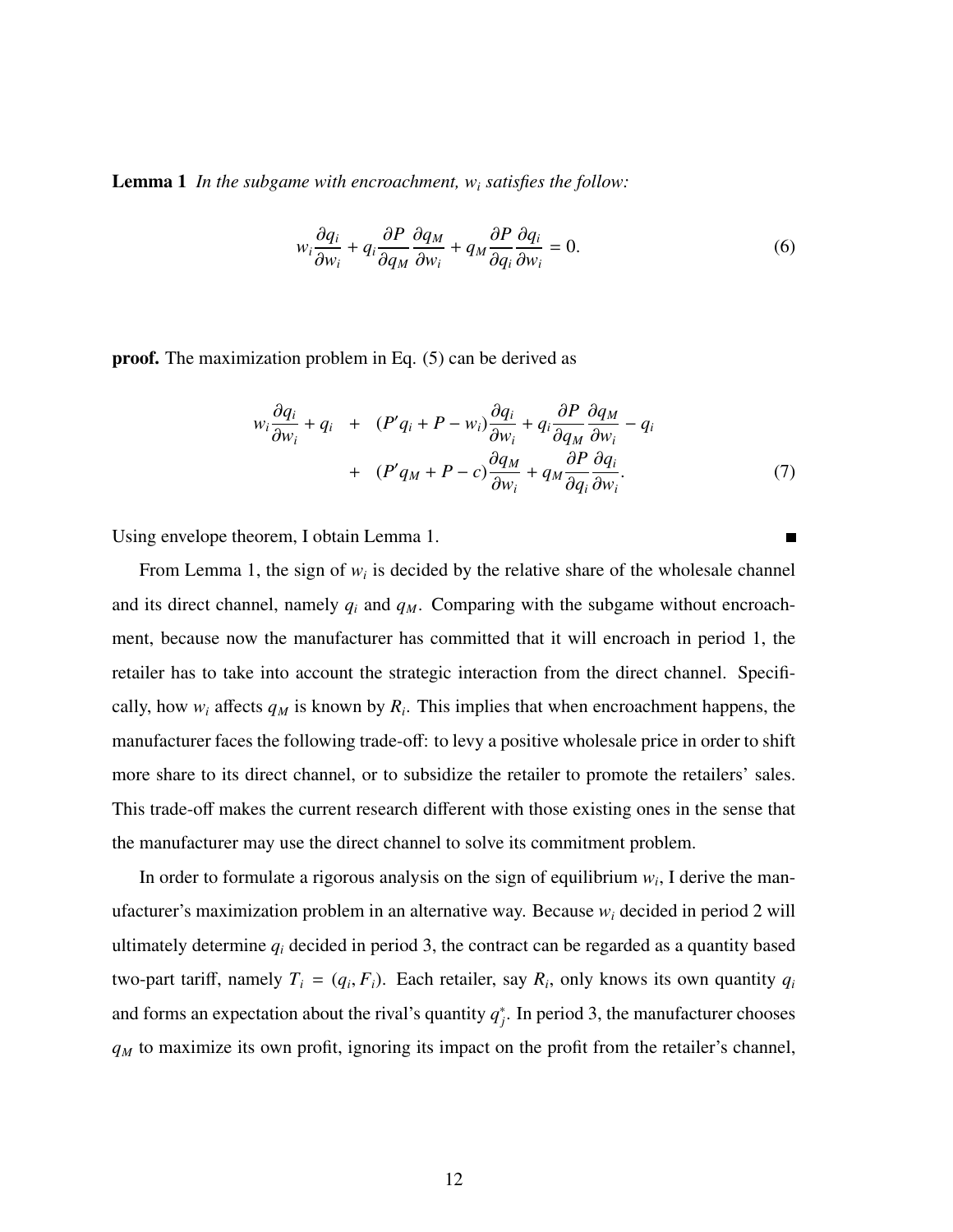**Lemma 1** *In the subgame with encroachment, $w_i$ satisfies the follow:*

$$w_i \frac{\partial q_i}{\partial w_i} + q_i \frac{\partial P}{\partial q_M} \frac{\partial q_M}{\partial w_i} + q_M \frac{\partial P}{\partial q_i} \frac{\partial q_i}{\partial w_i} = 0. \tag{6}$$

**proof.** The maximization problem in Eq. (5) can be derived as

$$\begin{aligned} w_i \frac{\partial q_i}{\partial w_i} + q_i \quad &+ \quad (P' q_i + P - w_i) \frac{\partial q_i}{\partial w_i} + q_i \frac{\partial P}{\partial q_M} \frac{\partial q_M}{\partial w_i} - q_i \\ &+ \quad (P' q_M + P - c) \frac{\partial q_M}{\partial w_i} + q_M \frac{\partial P}{\partial q_i} \frac{\partial q_i}{\partial w_i}. \end{aligned} \tag{7}$$

Using envelope theorem, I obtain Lemma 1. ■

From Lemma 1, the sign of $w_i$ is decided by the relative share of the wholesale channel and its direct channel, namely $q_i$ and $q_M$. Comparing with the subgame without encroachment, because now the manufacturer has committed that it will encroach in period 1, the retailer has to take into account the strategic interaction from the direct channel. Specifically, how $w_i$ affects $q_M$ is known by $R_i$. This implies that when encroachment happens, the manufacturer faces the following trade-off: to levy a positive wholesale price in order to shift more share to its direct channel, or to subsidize the retailer to promote the retailers' sales. This trade-off makes the current research different with those existing ones in the sense that the manufacturer may use the direct channel to solve its commitment problem.

In order to formulate a rigorous analysis on the sign of equilibrium $w_i$, I derive the manufacturer's maximization problem in an alternative way. Because $w_i$ decided in period 2 will ultimately determine $q_i$ decided in period 3, the contract can be regarded as a quantity based two-part tariff, namely $T_i = (q_i, F_i)$. Each retailer, say $R_i$, only knows its own quantity $q_i$ and forms an expectation about the rival's quantity $q_j^*$. In period 3, the manufacturer chooses $q_M$ to maximize its own profit, ignoring its impact on the profit from the retailer's channel,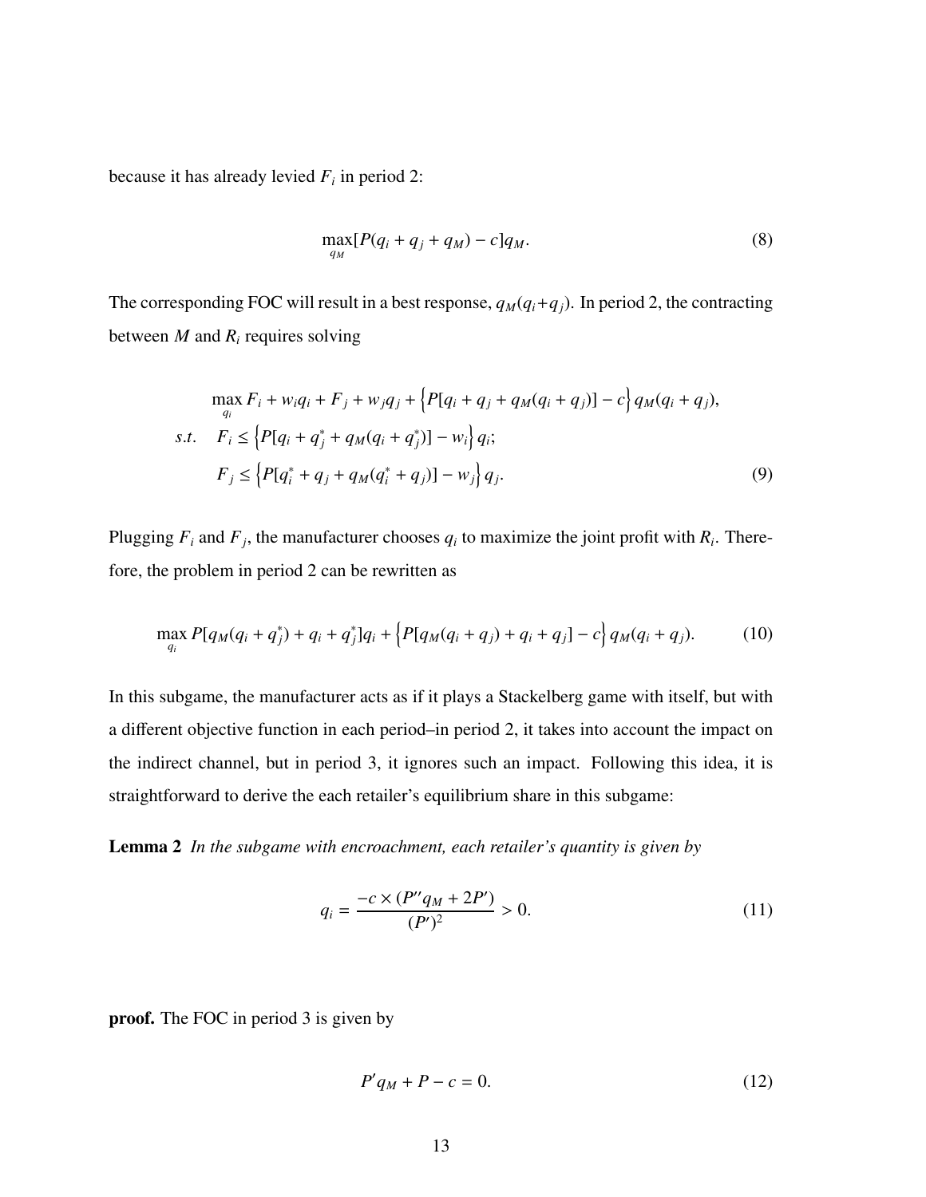because it has already levied $F_i$ in period 2:

$$\max_{q_M} [P(q_i + q_j + q_M) - c]q_M. \tag{8}$$

The corresponding FOC will result in a best response, $q_M(q_i+q_j)$. In period 2, the contracting between $M$ and $R_i$ requires solving

$$\begin{aligned}
&\max_{q_i} F_i + w_i q_i + F_j + w_j q_j + \Big\{P[q_i + q_j + q_M(q_i + q_j)] - c\Big\} q_M(q_i + q_j), \\
s.t. \quad & F_i \leq \Big\{P[q_i + q_j^* + q_M(q_i + q_j^*)] - w_i\Big\} q_i; \\
& F_j \leq \Big\{P[q_i^* + q_j + q_M(q_i^* + q_j)] - w_j\Big\} q_j.
\end{aligned} \tag{9}$$

Plugging $F_i$ and $F_j$, the manufacturer chooses $q_i$ to maximize the joint profit with $R_i$. Therefore, the problem in period 2 can be rewritten as

$$\max_{q_i} P[q_M(q_i + q_j^*) + q_i + q_j^*]q_i + \Big\{P[q_M(q_i + q_j) + q_i + q_j] - c\Big\} q_M(q_i + q_j). \tag{10}$$

In this subgame, the manufacturer acts as if it plays a Stackelberg game with itself, but with a different objective function in each period–in period 2, it takes into account the impact on the indirect channel, but in period 3, it ignores such an impact. Following this idea, it is straightforward to derive the each retailer's equilibrium share in this subgame:

**Lemma 2** *In the subgame with encroachment, each retailer's quantity is given by*

$$q_i = \frac{-c \times (P'' q_M + 2P')}{(P')^2} > 0. \tag{11}$$

**proof.** The FOC in period 3 is given by

$$P' q_M + P - c = 0. \tag{12}$$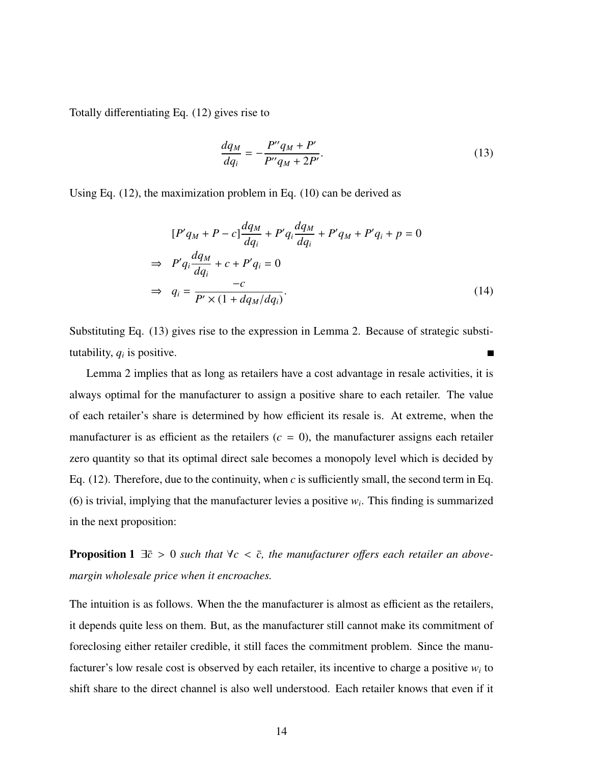Totally differentiating Eq. (12) gives rise to

$$\frac{dq_M}{dq_i} = -\frac{P''q_M + P'}{P''q_M + 2P'}. \tag{13}$$

Using Eq. (12), the maximization problem in Eq. (10) can be derived as

$$\begin{aligned}
& [P'q_M + P - c]\frac{dq_M}{dq_i} + P'q_i\frac{dq_M}{dq_i} + P'q_M + P'q_i + p = 0 \\
\Rightarrow \quad & P'q_i\frac{dq_M}{dq_i} + c + P'q_i = 0 \\
\Rightarrow \quad & q_i = \frac{-c}{P' \times (1 + dq_M/dq_i)}.
\end{aligned} \tag{14}$$

Substituting Eq. (13) gives rise to the expression in Lemma 2. Because of strategic substitutability, $q_i$ is positive. ■

Lemma 2 implies that as long as retailers have a cost advantage in resale activities, it is always optimal for the manufacturer to assign a positive share to each retailer. The value of each retailer's share is determined by how efficient its resale is. At extreme, when the manufacturer is as efficient as the retailers ($c = 0$), the manufacturer assigns each retailer zero quantity so that its optimal direct sale becomes a monopoly level which is decided by Eq. (12). Therefore, due to the continuity, when $c$ is sufficiently small, the second term in Eq. (6) is trivial, implying that the manufacturer levies a positive $w_i$. This finding is summarized in the next proposition:

**Proposition 1** *$\exists \bar{c} > 0$ such that $\forall c < \bar{c}$, the manufacturer offers each retailer an above-margin wholesale price when it encroaches.*

The intuition is as follows. When the the manufacturer is almost as efficient as the retailers, it depends quite less on them. But, as the manufacturer still cannot make its commitment of foreclosing either retailer credible, it still faces the commitment problem. Since the manufacturer's low resale cost is observed by each retailer, its incentive to charge a positive $w_i$ to shift share to the direct channel is also well understood. Each retailer knows that even if it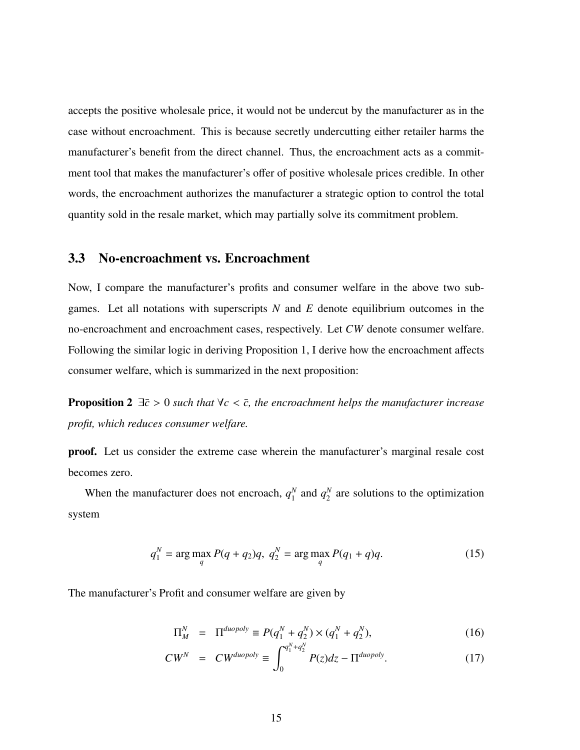accepts the positive wholesale price, it would not be undercut by the manufacturer as in the case without encroachment. This is because secretly undercutting either retailer harms the manufacturer's benefit from the direct channel. Thus, the encroachment acts as a commitment tool that makes the manufacturer's offer of positive wholesale prices credible. In other words, the encroachment authorizes the manufacturer a strategic option to control the total quantity sold in the resale market, which may partially solve its commitment problem.

### 3.3 No-encroachment vs. Encroachment

Now, I compare the manufacturer's profits and consumer welfare in the above two subgames. Let all notations with superscripts $N$ and $E$ denote equilibrium outcomes in the no-encroachment and encroachment cases, respectively. Let $CW$ denote consumer welfare. Following the similar logic in deriving Proposition 1, I derive how the encroachment affects consumer welfare, which is summarized in the next proposition:

**Proposition 2** *$\exists \bar{c} > 0$ such that $\forall c < \bar{c}$, the encroachment helps the manufacturer increase profit, which reduces consumer welfare.*

**proof.** Let us consider the extreme case wherein the manufacturer's marginal resale cost becomes zero.

When the manufacturer does not encroach, $q_1^N$ and $q_2^N$ are solutions to the optimization system

$$q_1^N = \arg\max_q P(q + q_2)q, \; q_2^N = \arg\max_q P(q_1 + q)q. \tag{15}$$

The manufacturer's Profit and consumer welfare are given by

$$\Pi_M^N = \Pi^{duopoly} \equiv P(q_1^N + q_2^N) \times (q_1^N + q_2^N), \tag{16}$$

$$CW^N = CW^{duopoly} \equiv \int_0^{q_1^N + q_2^N} P(z)dz - \Pi^{duopoly}. \tag{17}$$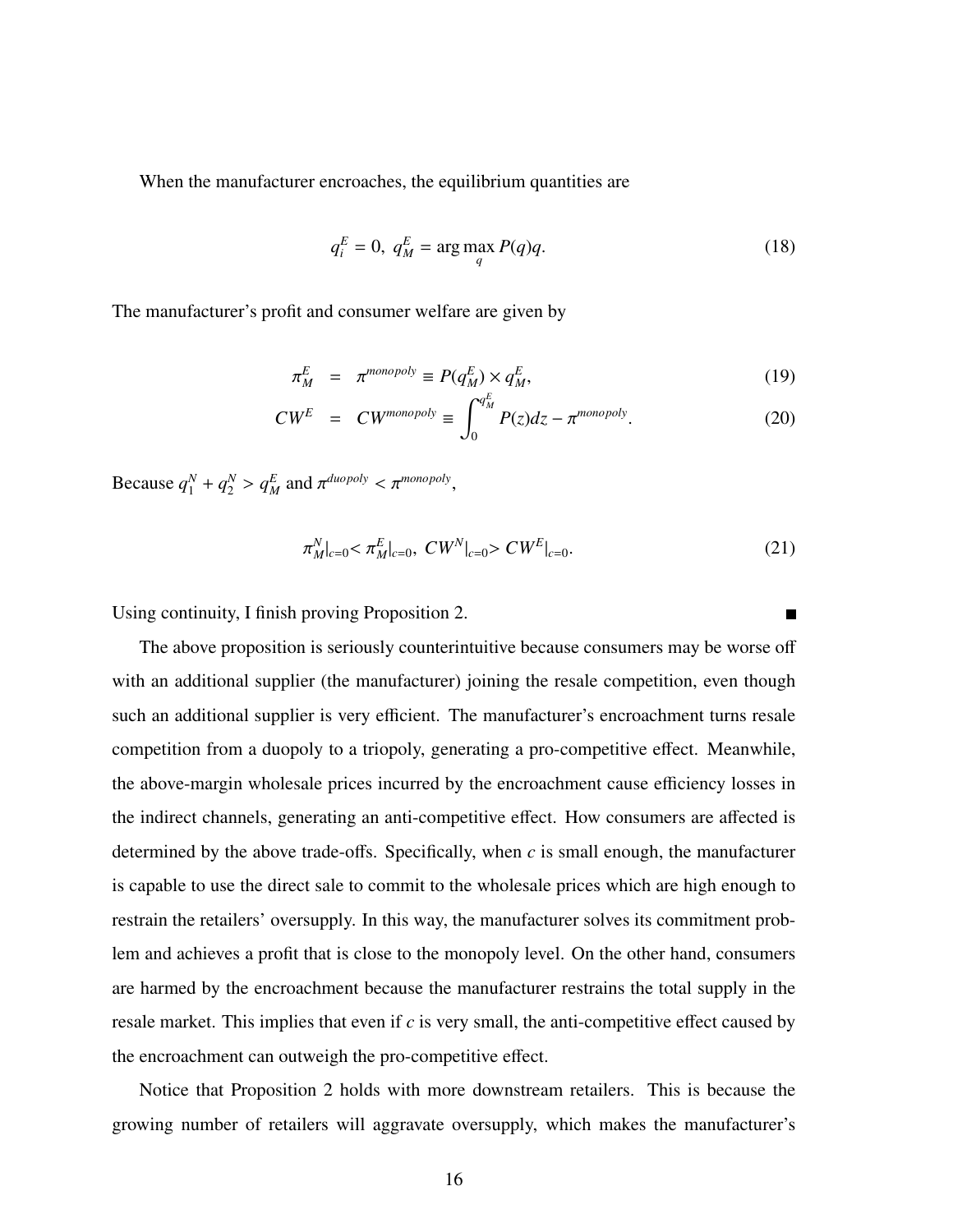When the manufacturer encroaches, the equilibrium quantities are

$$q_i^E = 0, \ q_M^E = \arg\max_q P(q)q. \tag{18}$$

The manufacturer's profit and consumer welfare are given by

$$\pi_M^E = \pi^{monopoly} \equiv P(q_M^E) \times q_M^E, \tag{19}$$

$$CW^E = CW^{monopoly} \equiv \int_0^{q_M^E} P(z)dz - \pi^{monopoly}. \tag{20}$$

Because $q_1^N + q_2^N > q_M^E$ and $\pi^{duopoly} < \pi^{monopoly}$,

$$\pi_M^N|_{c=0} < \pi_M^E|_{c=0}, \ CW^N|_{c=0} > CW^E|_{c=0}. \tag{21}$$

Using continuity, I finish proving Proposition 2. ■

The above proposition is seriously counterintuitive because consumers may be worse off with an additional supplier (the manufacturer) joining the resale competition, even though such an additional supplier is very efficient. The manufacturer's encroachment turns resale competition from a duopoly to a triopoly, generating a pro-competitive effect. Meanwhile, the above-margin wholesale prices incurred by the encroachment cause efficiency losses in the indirect channels, generating an anti-competitive effect. How consumers are affected is determined by the above trade-offs. Specifically, when $c$ is small enough, the manufacturer is capable to use the direct sale to commit to the wholesale prices which are high enough to restrain the retailers' oversupply. In this way, the manufacturer solves its commitment problem and achieves a profit that is close to the monopoly level. On the other hand, consumers are harmed by the encroachment because the manufacturer restrains the total supply in the resale market. This implies that even if $c$ is very small, the anti-competitive effect caused by the encroachment can outweigh the pro-competitive effect.

Notice that Proposition 2 holds with more downstream retailers. This is because the growing number of retailers will aggravate oversupply, which makes the manufacturer's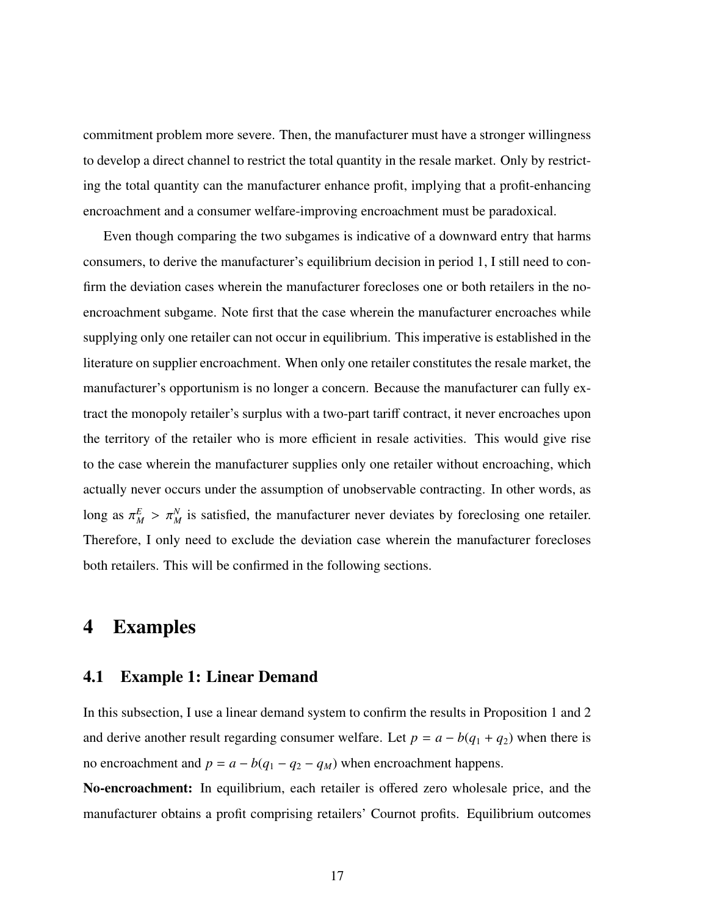commitment problem more severe. Then, the manufacturer must have a stronger willingness to develop a direct channel to restrict the total quantity in the resale market. Only by restricting the total quantity can the manufacturer enhance profit, implying that a profit-enhancing encroachment and a consumer welfare-improving encroachment must be paradoxical.

Even though comparing the two subgames is indicative of a downward entry that harms consumers, to derive the manufacturer's equilibrium decision in period 1, I still need to confirm the deviation cases wherein the manufacturer forecloses one or both retailers in the no-encroachment subgame. Note first that the case wherein the manufacturer encroaches while supplying only one retailer can not occur in equilibrium. This imperative is established in the literature on supplier encroachment. When only one retailer constitutes the resale market, the manufacturer's opportunism is no longer a concern. Because the manufacturer can fully extract the monopoly retailer's surplus with a two-part tariff contract, it never encroaches upon the territory of the retailer who is more efficient in resale activities. This would give rise to the case wherein the manufacturer supplies only one retailer without encroaching, which actually never occurs under the assumption of unobservable contracting. In other words, as long as $\pi_M^E > \pi_M^N$ is satisfied, the manufacturer never deviates by foreclosing one retailer. Therefore, I only need to exclude the deviation case wherein the manufacturer forecloses both retailers. This will be confirmed in the following sections.

# 4 Examples

## 4.1 Example 1: Linear Demand

In this subsection, I use a linear demand system to confirm the results in Proposition 1 and 2 and derive another result regarding consumer welfare. Let $p = a - b(q_1 + q_2)$ when there is no encroachment and $p = a - b(q_1 - q_2 - q_M)$ when encroachment happens.

**No-encroachment:** In equilibrium, each retailer is offered zero wholesale price, and the manufacturer obtains a profit comprising retailers' Cournot profits. Equilibrium outcomes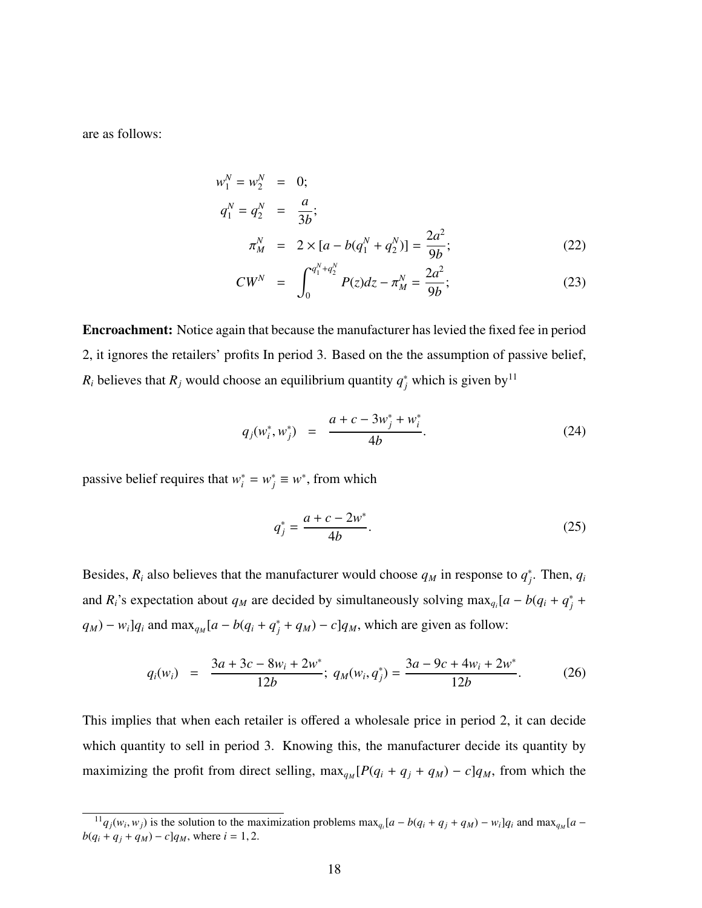are as follows:

$$
\begin{aligned}
w_1^N = w_2^N &= 0; \\
q_1^N = q_2^N &= \frac{a}{3b}; \\
\pi_M^N &= 2 \times [a - b(q_1^N + q_2^N)] = \frac{2a^2}{9b}; \qquad (22) \\
CW^N &= \int_0^{q_1^N + q_2^N} P(z)dz - \pi_M^N = \frac{2a^2}{9b}; \qquad (23)
\end{aligned}
$$

**Encroachment:** Notice again that because the manufacturer has levied the fixed fee in period 2, it ignores the retailers' profits In period 3. Based on the the assumption of passive belief, $R_i$ believes that $R_j$ would choose an equilibrium quantity $q_j^*$ which is given by[11]

$$
q_j(w_i^*, w_j^*) = \frac{a + c - 3w_j^* + w_i^*}{4b}. \qquad (24)
$$

passive belief requires that $w_i^* = w_j^* \equiv w^*$, from which

$$
q_j^* = \frac{a + c - 2w^*}{4b}. \qquad (25)
$$

Besides, $R_i$ also believes that the manufacturer would choose $q_M$ in response to $q_j^*$. Then, $q_i$ and $R_i$'s expectation about $q_M$ are decided by simultaneously solving $\max_{q_i}[a - b(q_i + q_j^* + q_M) - w_i]q_i$ and $\max_{q_M}[a - b(q_i + q_j^* + q_M) - c]q_M$, which are given as follow:

$$
q_i(w_i) = \frac{3a + 3c - 8w_i + 2w^*}{12b}; \; q_M(w_i, q_j^*) = \frac{3a - 9c + 4w_i + 2w^*}{12b}. \qquad (26)
$$

This implies that when each retailer is offered a wholesale price in period 2, it can decide which quantity to sell in period 3. Knowing this, the manufacturer decide its quantity by maximizing the profit from direct selling, $\max_{q_M}[P(q_i + q_j + q_M) - c]q_M$, from which the

[11] $q_j(w_i, w_j)$ is the solution to the maximization problems $\max_{q_i}[a - b(q_i + q_j + q_M) - w_i]q_i$ and $\max_{q_M}[a - b(q_i + q_j + q_M) - c]q_M$, where $i = 1, 2$.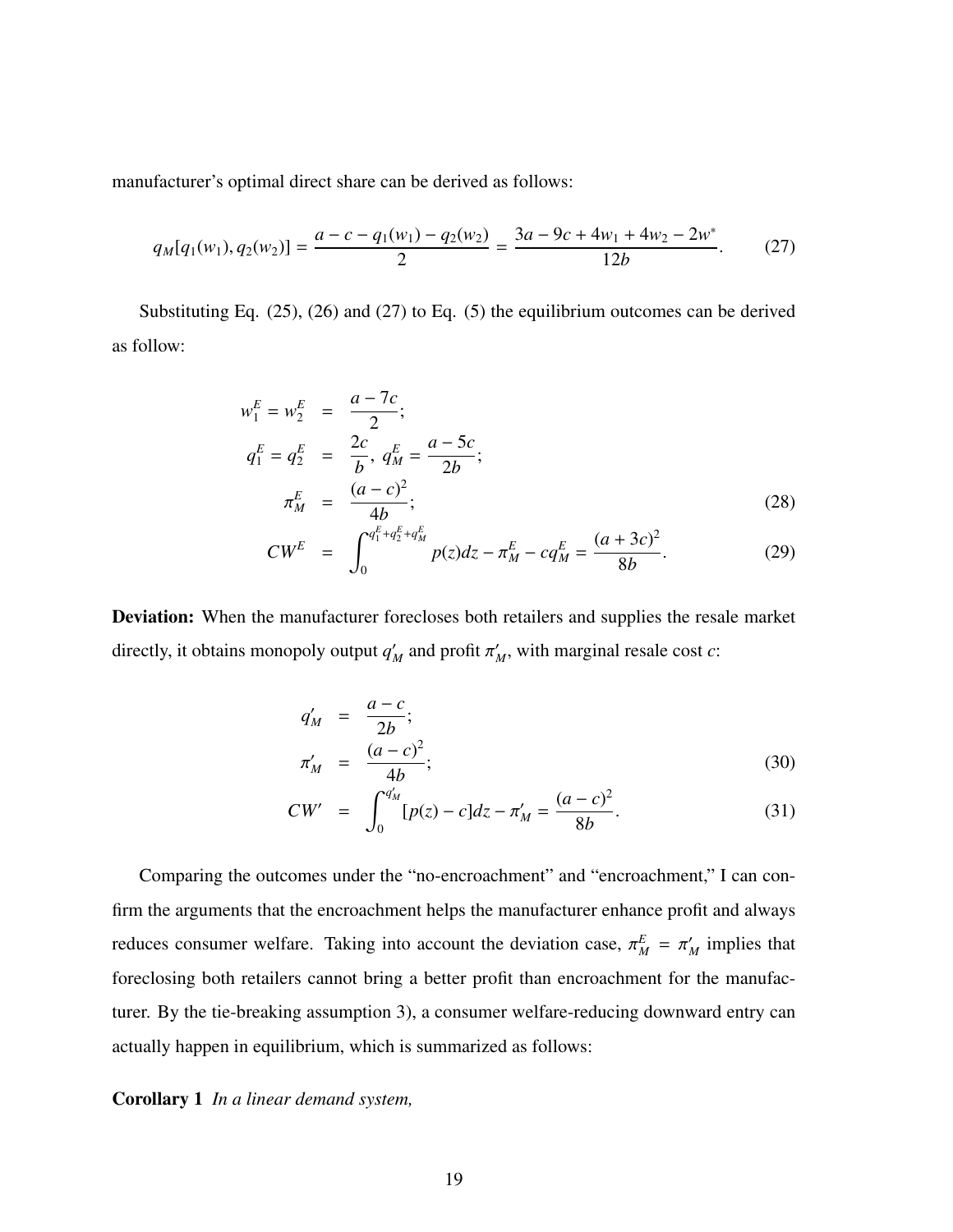manufacturer's optimal direct share can be derived as follows:

$$q_M[q_1(w_1), q_2(w_2)] = \frac{a - c - q_1(w_1) - q_2(w_2)}{2} = \frac{3a - 9c + 4w_1 + 4w_2 - 2w^*}{12b}. \tag{27}$$

Substituting Eq. (25), (26) and (27) to Eq. (5) the equilibrium outcomes can be derived as follow:

$$\begin{aligned} w_1^E = w_2^E &= \frac{a - 7c}{2}; \\ q_1^E = q_2^E &= \frac{2c}{b},\ q_M^E = \frac{a - 5c}{2b}; \\ \pi_M^E &= \frac{(a - c)^2}{4b}; \end{aligned} \tag{28}$$

$$CW^E = \int_0^{q_1^E + q_2^E + q_M^E} p(z)dz - \pi_M^E - cq_M^E = \frac{(a + 3c)^2}{8b}. \tag{29}$$

**Deviation:** When the manufacturer forecloses both retailers and supplies the resale market directly, it obtains monopoly output $q'_M$ and profit $\pi'_M$, with marginal resale cost $c$:

$$\begin{aligned} q'_M &= \frac{a - c}{2b}; \\ \pi'_M &= \frac{(a - c)^2}{4b}; \end{aligned} \tag{30}$$

$$CW' = \int_0^{q'_M} [p(z) - c]dz - \pi'_M = \frac{(a - c)^2}{8b}. \tag{31}$$

Comparing the outcomes under the "no-encroachment" and "encroachment," I can confirm the arguments that the encroachment helps the manufacturer enhance profit and always reduces consumer welfare. Taking into account the deviation case, $\pi_M^E = \pi'_M$ implies that foreclosing both retailers cannot bring a better profit than encroachment for the manufacturer. By the tie-breaking assumption 3), a consumer welfare-reducing downward entry can actually happen in equilibrium, which is summarized as follows:

**Corollary 1** *In a linear demand system,*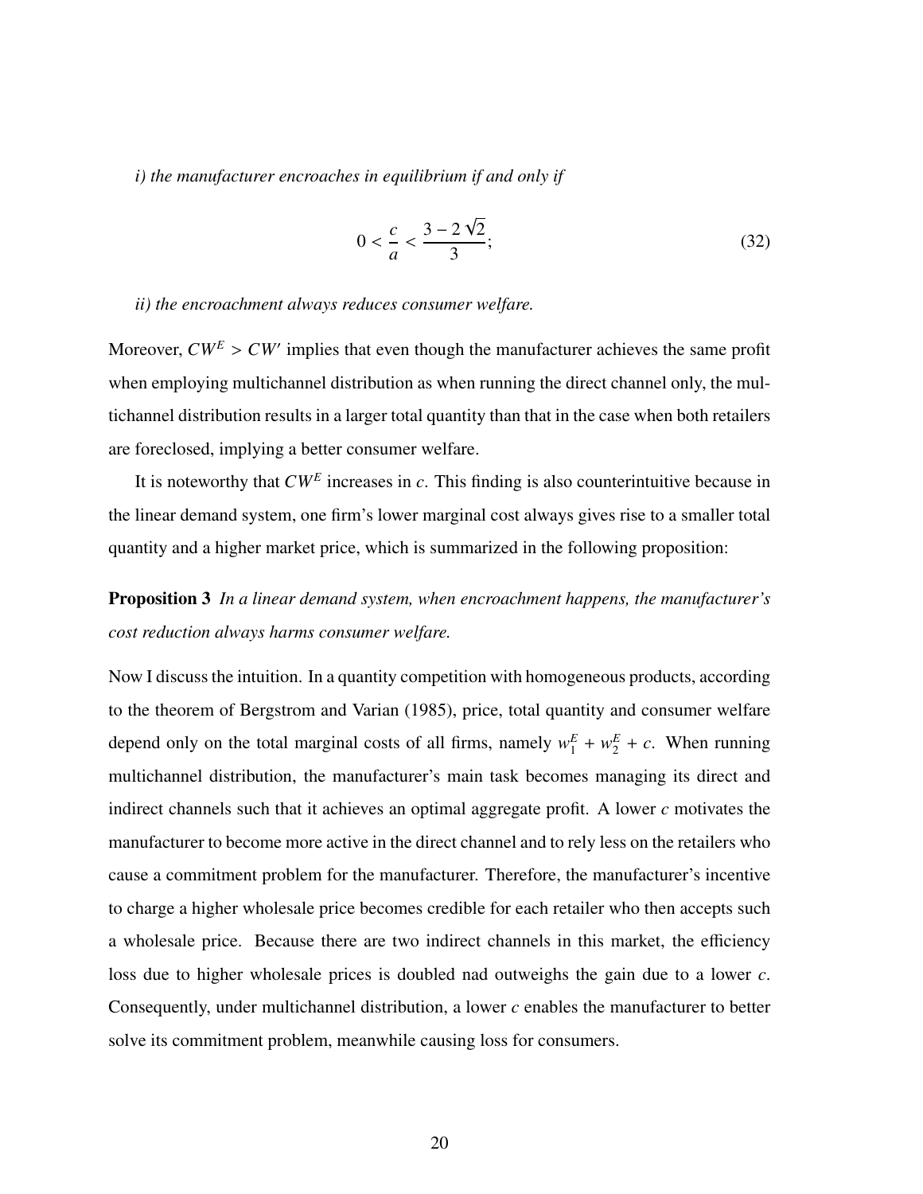*i) the manufacturer encroaches in equilibrium if and only if*

$$0 < \frac{c}{a} < \frac{3 - 2\sqrt{2}}{3}; \tag{32}$$

*ii) the encroachment always reduces consumer welfare.*

Moreover, $CW^E > CW'$ implies that even though the manufacturer achieves the same profit when employing multichannel distribution as when running the direct channel only, the multichannel distribution results in a larger total quantity than that in the case when both retailers are foreclosed, implying a better consumer welfare.

It is noteworthy that $CW^E$ increases in $c$. This finding is also counterintuitive because in the linear demand system, one firm's lower marginal cost always gives rise to a smaller total quantity and a higher market price, which is summarized in the following proposition:

**Proposition 3** *In a linear demand system, when encroachment happens, the manufacturer's cost reduction always harms consumer welfare.*

Now I discuss the intuition. In a quantity competition with homogeneous products, according to the theorem of Bergstrom and Varian (1985), price, total quantity and consumer welfare depend only on the total marginal costs of all firms, namely $w_1^E + w_2^E + c$. When running multichannel distribution, the manufacturer's main task becomes managing its direct and indirect channels such that it achieves an optimal aggregate profit. A lower $c$ motivates the manufacturer to become more active in the direct channel and to rely less on the retailers who cause a commitment problem for the manufacturer. Therefore, the manufacturer's incentive to charge a higher wholesale price becomes credible for each retailer who then accepts such a wholesale price. Because there are two indirect channels in this market, the efficiency loss due to higher wholesale prices is doubled nad outweighs the gain due to a lower $c$. Consequently, under multichannel distribution, a lower $c$ enables the manufacturer to better solve its commitment problem, meanwhile causing loss for consumers.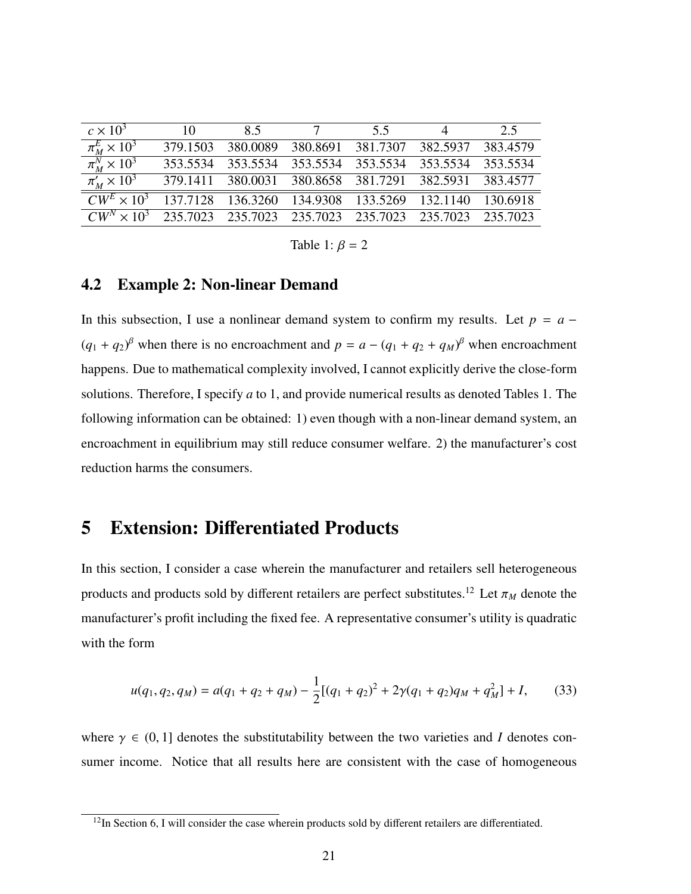| $c \times 10^3$ | 10 | 8.5 | 7 | 5.5 | 4 | 2.5 |
|---|---|---|---|---|---|---|
| $\pi_M^E \times 10^3$ | 379.1503 | 380.0089 | 380.8691 | 381.7307 | 382.5937 | 383.4579 |
| $\pi_M^N \times 10^3$ | 353.5534 | 353.5534 | 353.5534 | 353.5534 | 353.5534 | 353.5534 |
| $\pi_M' \times 10^3$ | 379.1411 | 380.0031 | 380.8658 | 381.7291 | 382.5931 | 383.4577 |
| $CW^E \times 10^3$ | 137.7128 | 136.3260 | 134.9308 | 133.5269 | 132.1140 | 130.6918 |
| $CW^N \times 10^3$ | 235.7023 | 235.7023 | 235.7023 | 235.7023 | 235.7023 | 235.7023 |

Table 1: $\beta = 2$

### 4.2 Example 2: Non-linear Demand

In this subsection, I use a nonlinear demand system to confirm my results. Let $p = a - (q_1 + q_2)^\beta$ when there is no encroachment and $p = a - (q_1 + q_2 + q_M)^\beta$ when encroachment happens. Due to mathematical complexity involved, I cannot explicitly derive the close-form solutions. Therefore, I specify $a$ to 1, and provide numerical results as denoted Tables 1. The following information can be obtained: 1) even though with a non-linear demand system, an encroachment in equilibrium may still reduce consumer welfare. 2) the manufacturer's cost reduction harms the consumers.

## 5 Extension: Differentiated Products

In this section, I consider a case wherein the manufacturer and retailers sell heterogeneous products and products sold by different retailers are perfect substitutes.[12] Let $\pi_M$ denote the manufacturer's profit including the fixed fee. A representative consumer's utility is quadratic with the form

$$u(q_1, q_2, q_M) = a(q_1 + q_2 + q_M) - \frac{1}{2}[(q_1 + q_2)^2 + 2\gamma(q_1 + q_2)q_M + q_M^2] + I, \qquad (33)$$

where $\gamma \in (0, 1]$ denotes the substitutability between the two varieties and $I$ denotes consumer income. Notice that all results here are consistent with the case of homogeneous

[12] In Section 6, I will consider the case wherein products sold by different retailers are differentiated.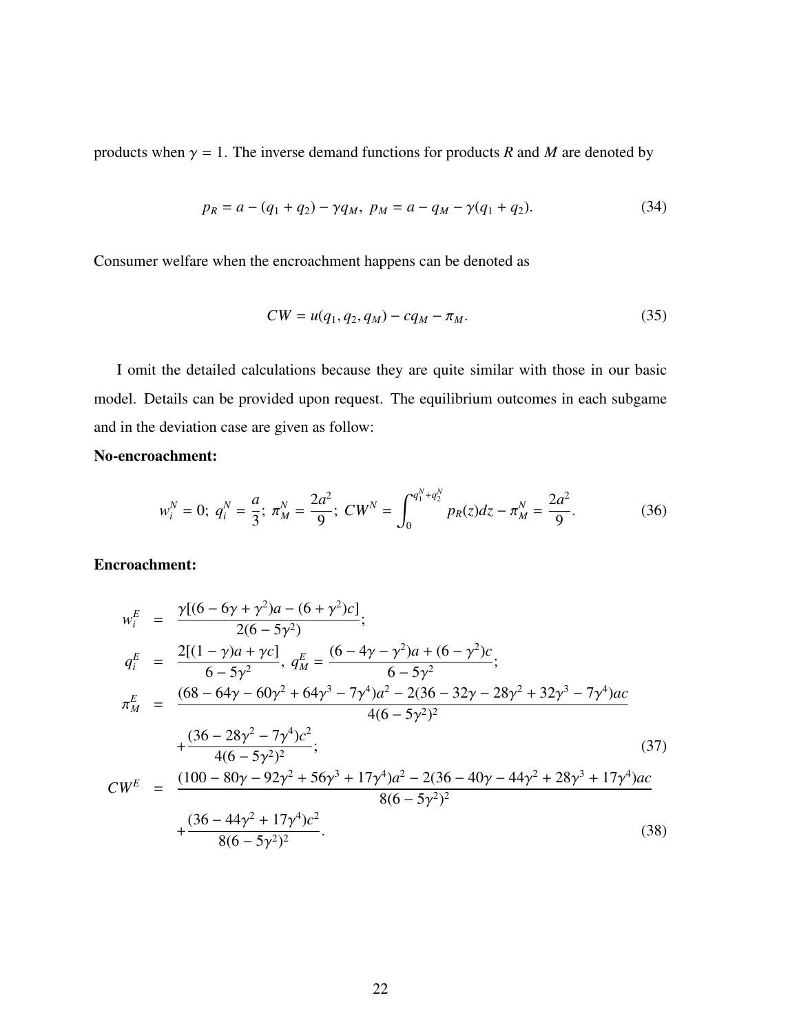products when $\gamma = 1$. The inverse demand functions for products $R$ and $M$ are denoted by

$$p_R = a - (q_1 + q_2) - \gamma q_M,\ p_M = a - q_M - \gamma(q_1 + q_2). \tag{34}$$

Consumer welfare when the encroachment happens can be denoted as

$$CW = u(q_1, q_2, q_M) - cq_M - \pi_M. \tag{35}$$

I omit the detailed calculations because they are quite similar with those in our basic model. Details can be provided upon request. The equilibrium outcomes in each subgame and in the deviation case are given as follow:

**No-encroachment:**

$$w_i^N = 0;\ q_i^N = \frac{a}{3};\ \pi_M^N = \frac{2a^2}{9};\ CW^N = \int_0^{q_1^N + q_2^N} p_R(z)dz - \pi_M^N = \frac{2a^2}{9}. \tag{36}$$

**Encroachment:**

$$\begin{aligned}
w_i^E &= \frac{\gamma[(6 - 6\gamma + \gamma^2)a - (6 + \gamma^2)c]}{2(6 - 5\gamma^2)};\\
q_i^E &= \frac{2[(1-\gamma)a + \gamma c]}{6 - 5\gamma^2},\ q_M^E = \frac{(6 - 4\gamma - \gamma^2)a + (6 - \gamma^2)c}{6 - 5\gamma^2};\\
\pi_M^E &= \frac{(68 - 64\gamma - 60\gamma^2 + 64\gamma^3 - 7\gamma^4)a^2 - 2(36 - 32\gamma - 28\gamma^2 + 32\gamma^3 - 7\gamma^4)ac}{4(6 - 5\gamma^2)^2}\\
&\quad + \frac{(36 - 28\gamma^2 - 7\gamma^4)c^2}{4(6 - 5\gamma^2)^2}; \qquad (37)\\
CW^E &= \frac{(100 - 80\gamma - 92\gamma^2 + 56\gamma^3 + 17\gamma^4)a^2 - 2(36 - 40\gamma - 44\gamma^2 + 28\gamma^3 + 17\gamma^4)ac}{8(6 - 5\gamma^2)^2}\\
&\quad + \frac{(36 - 44\gamma^2 + 17\gamma^4)c^2}{8(6 - 5\gamma^2)^2}. \qquad (38)
\end{aligned}$$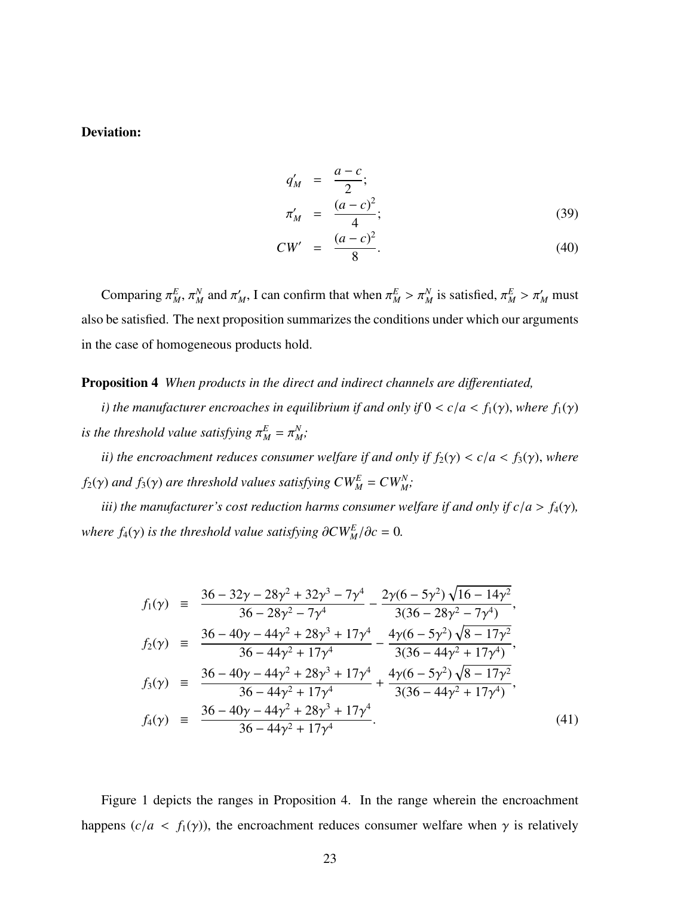**Deviation:**

$$
\begin{aligned}
q'_M &= \frac{a-c}{2}; \\
\pi'_M &= \frac{(a-c)^2}{4}; \qquad (39) \\
CW' &= \frac{(a-c)^2}{8}. \qquad (40)
\end{aligned}
$$

Comparing $\pi^E_M$, $\pi^N_M$ and $\pi'_M$, I can confirm that when $\pi^E_M > \pi^N_M$ is satisfied, $\pi^E_M > \pi'_M$ must also be satisfied. The next proposition summarizes the conditions under which our arguments in the case of homogeneous products hold.

**Proposition 4** *When products in the direct and indirect channels are differentiated,*

*i) the manufacturer encroaches in equilibrium if and only if $0 < c/a < f_1(\gamma)$, where $f_1(\gamma)$ is the threshold value satisfying $\pi^E_M = \pi^N_M$;*

*ii) the encroachment reduces consumer welfare if and only if $f_2(\gamma) < c/a < f_3(\gamma)$, where $f_2(\gamma)$ and $f_3(\gamma)$ are threshold values satisfying $CW^E_M = CW^N_M$;*

*iii) the manufacturer's cost reduction harms consumer welfare if and only if $c/a > f_4(\gamma)$, where $f_4(\gamma)$ is the threshold value satisfying $\partial CW^E_M/\partial c = 0$.*

$$
\begin{aligned}
f_1(\gamma) &\equiv \frac{36 - 32\gamma - 28\gamma^2 + 32\gamma^3 - 7\gamma^4}{36 - 28\gamma^2 - 7\gamma^4} - \frac{2\gamma(6 - 5\gamma^2)\sqrt{16 - 14\gamma^2}}{3(36 - 28\gamma^2 - 7\gamma^4)}, \\
f_2(\gamma) &\equiv \frac{36 - 40\gamma - 44\gamma^2 + 28\gamma^3 + 17\gamma^4}{36 - 44\gamma^2 + 17\gamma^4} - \frac{4\gamma(6 - 5\gamma^2)\sqrt{8 - 17\gamma^2}}{3(36 - 44\gamma^2 + 17\gamma^4)}, \\
f_3(\gamma) &\equiv \frac{36 - 40\gamma - 44\gamma^2 + 28\gamma^3 + 17\gamma^4}{36 - 44\gamma^2 + 17\gamma^4} + \frac{4\gamma(6 - 5\gamma^2)\sqrt{8 - 17\gamma^2}}{3(36 - 44\gamma^2 + 17\gamma^4)}, \\
f_4(\gamma) &\equiv \frac{36 - 40\gamma - 44\gamma^2 + 28\gamma^3 + 17\gamma^4}{36 - 44\gamma^2 + 17\gamma^4}. \qquad (41)
\end{aligned}
$$

Figure 1 depicts the ranges in Proposition 4. In the range wherein the encroachment happens ($c/a < f_1(\gamma)$), the encroachment reduces consumer welfare when $\gamma$ is relatively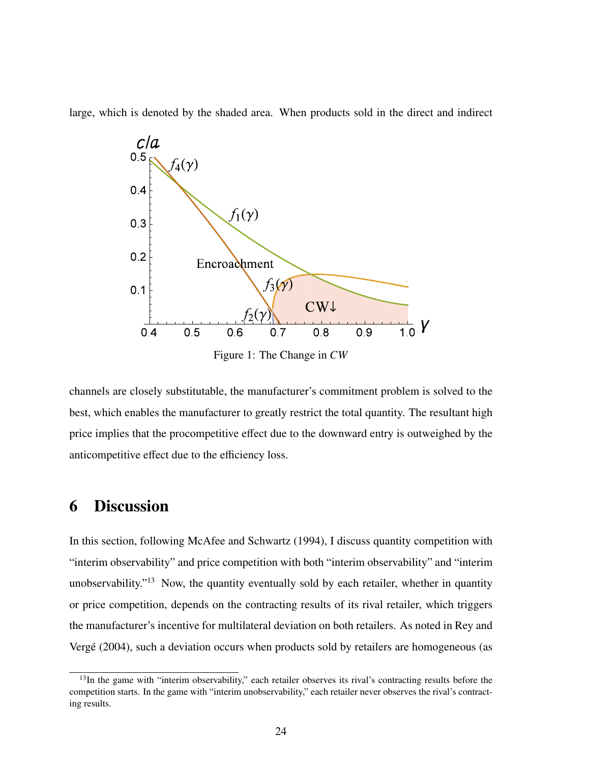large, which is denoted by the shaded area. When products sold in the direct and indirect

Figure 1: The Change in $CW$

channels are closely substitutable, the manufacturer's commitment problem is solved to the best, which enables the manufacturer to greatly restrict the total quantity. The resultant high price implies that the procompetitive effect due to the downward entry is outweighed by the anticompetitive effect due to the efficiency loss.

# 6 Discussion

In this section, following McAfee and Schwartz (1994), I discuss quantity competition with "interim observability" and price competition with both "interim observability" and "interim unobservability."[13] Now, the quantity eventually sold by each retailer, whether in quantity or price competition, depends on the contracting results of its rival retailer, which triggers the manufacturer's incentive for multilateral deviation on both retailers. As noted in Rey and Vergé (2004), such a deviation occurs when products sold by retailers are homogeneous (as

[13] In the game with "interim observability," each retailer observes its rival's contracting results before the competition starts. In the game with "interim unobservability," each retailer never observes the rival's contracting results.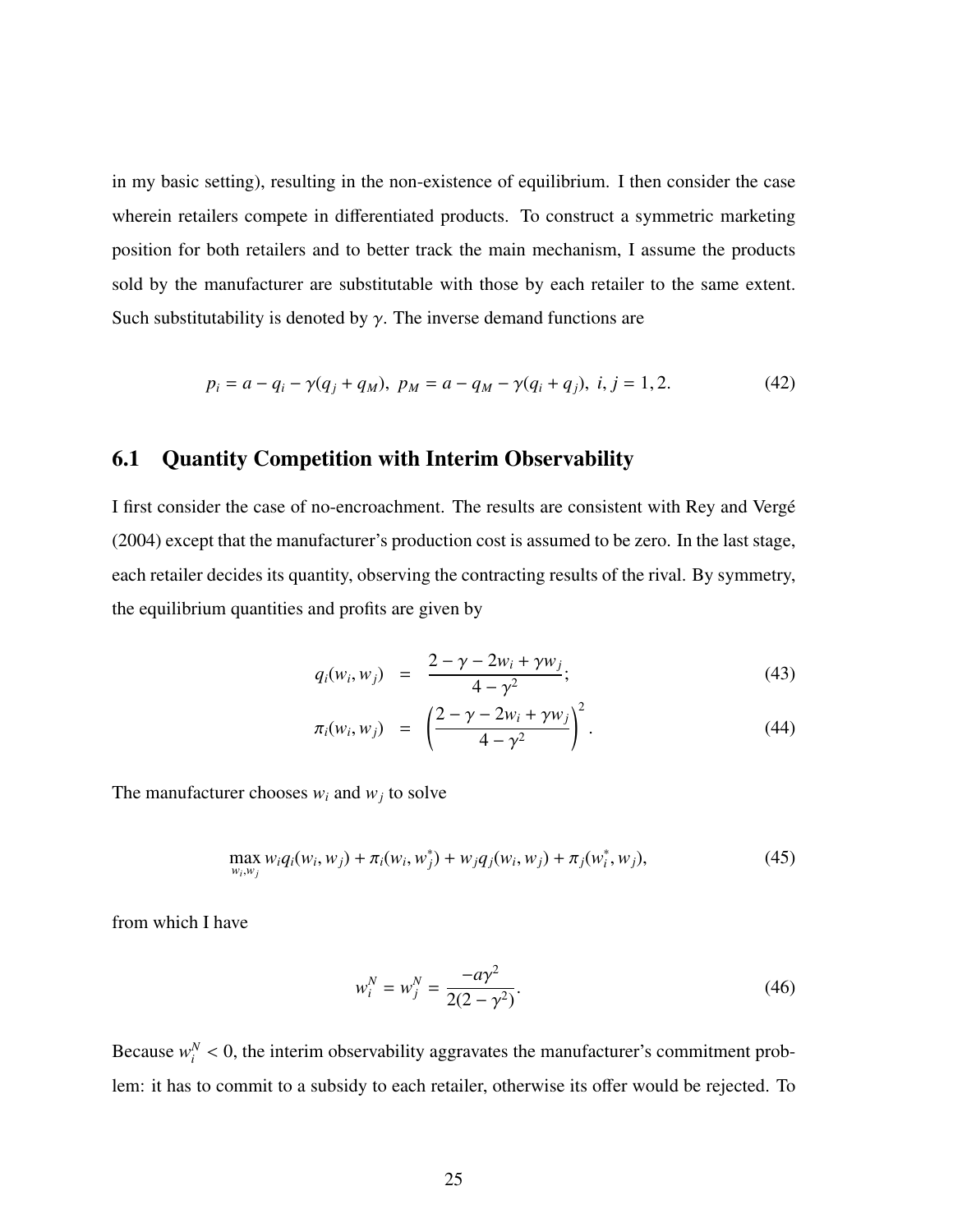in my basic setting), resulting in the non-existence of equilibrium. I then consider the case wherein retailers compete in differentiated products. To construct a symmetric marketing position for both retailers and to better track the main mechanism, I assume the products sold by the manufacturer are substitutable with those by each retailer to the same extent. Such substitutability is denoted by $\gamma$. The inverse demand functions are

$$p_i = a - q_i - \gamma(q_j + q_M),\ p_M = a - q_M - \gamma(q_i + q_j),\ i, j = 1, 2. \tag{42}$$

## 6.1 Quantity Competition with Interim Observability

I first consider the case of no-encroachment. The results are consistent with Rey and Vergé (2004) except that the manufacturer's production cost is assumed to be zero. In the last stage, each retailer decides its quantity, observing the contracting results of the rival. By symmetry, the equilibrium quantities and profits are given by

$$q_i(w_i, w_j) = \frac{2 - \gamma - 2w_i + \gamma w_j}{4 - \gamma^2}; \tag{43}$$

$$\pi_i(w_i, w_j) = \left(\frac{2 - \gamma - 2w_i + \gamma w_j}{4 - \gamma^2}\right)^2. \tag{44}$$

The manufacturer chooses $w_i$ and $w_j$ to solve

$$\max_{w_i, w_j} w_i q_i(w_i, w_j) + \pi_i(w_i, w_j^*) + w_j q_j(w_i, w_j) + \pi_j(w_i^*, w_j), \tag{45}$$

from which I have

$$w_i^N = w_j^N = \frac{-a\gamma^2}{2(2 - \gamma^2)}. \tag{46}$$

Because $w_i^N < 0$, the interim observability aggravates the manufacturer's commitment problem: it has to commit to a subsidy to each retailer, otherwise its offer would be rejected. To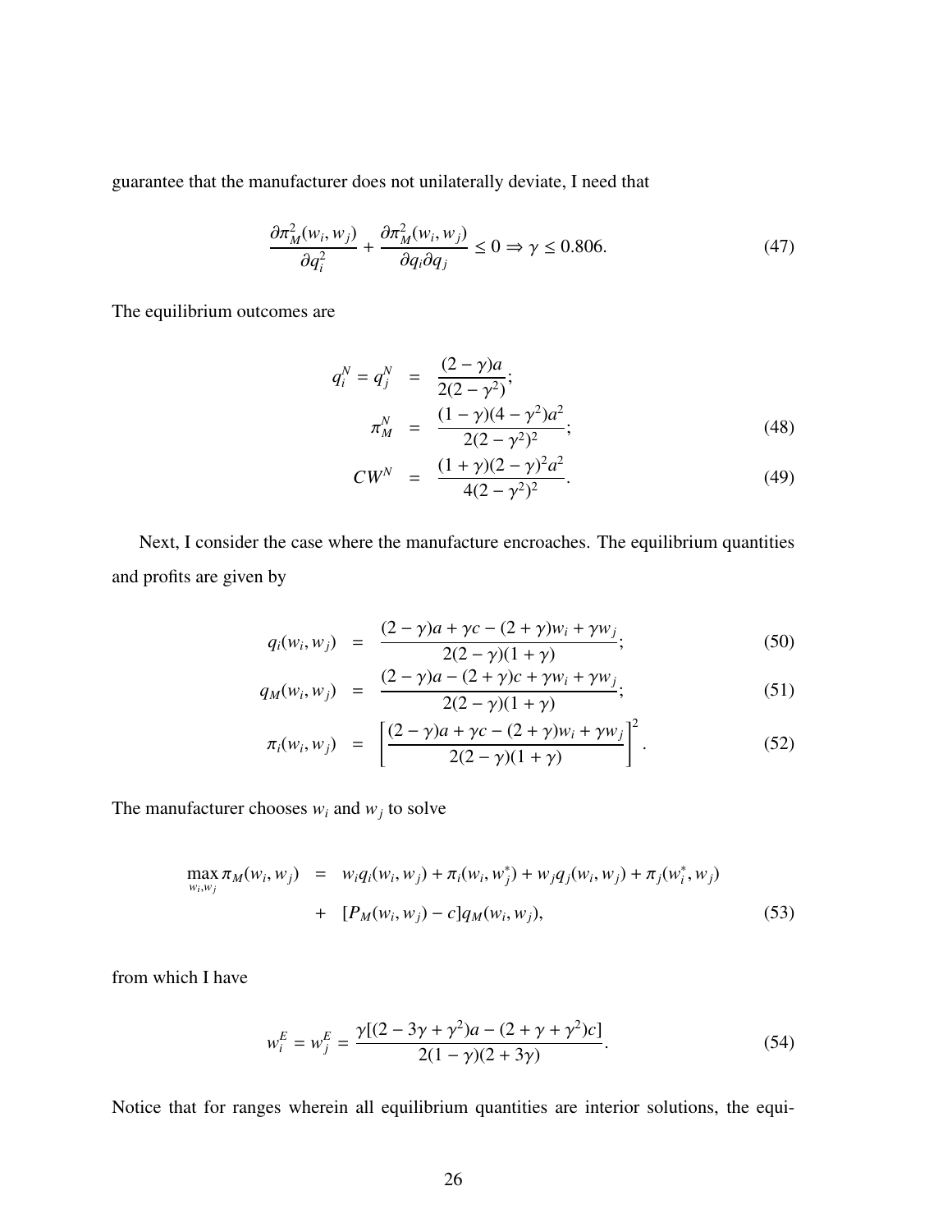guarantee that the manufacturer does not unilaterally deviate, I need that

$$\frac{\partial \pi_M^2(w_i, w_j)}{\partial q_i^2} + \frac{\partial \pi_M^2(w_i, w_j)}{\partial q_i \partial q_j} \leq 0 \Rightarrow \gamma \leq 0.806. \tag{47}$$

The equilibrium outcomes are

$$\begin{aligned} q_i^N = q_j^N &= \frac{(2-\gamma)a}{2(2-\gamma^2)}; \\ \pi_M^N &= \frac{(1-\gamma)(4-\gamma^2)a^2}{2(2-\gamma^2)^2}; \quad (48) \\ CW^N &= \frac{(1+\gamma)(2-\gamma)^2 a^2}{4(2-\gamma^2)^2}. \quad (49) \end{aligned}$$

Next, I consider the case where the manufacture encroaches. The equilibrium quantities and profits are given by

$$q_i(w_i, w_j) = \frac{(2-\gamma)a + \gamma c - (2+\gamma)w_i + \gamma w_j}{2(2-\gamma)(1+\gamma)}; \tag{50}$$

$$q_M(w_i, w_j) = \frac{(2-\gamma)a - (2+\gamma)c + \gamma w_i + \gamma w_j}{2(2-\gamma)(1+\gamma)}; \tag{51}$$

$$\pi_i(w_i, w_j) = \left[\frac{(2-\gamma)a + \gamma c - (2+\gamma)w_i + \gamma w_j}{2(2-\gamma)(1+\gamma)}\right]^2. \tag{52}$$

The manufacturer chooses $w_i$ and $w_j$ to solve

$$\begin{aligned} \max_{w_i, w_j} \pi_M(w_i, w_j) &= w_i q_i(w_i, w_j) + \pi_i(w_i, w_j^*) + w_j q_j(w_i, w_j) + \pi_j(w_i^*, w_j) \\ &+ [P_M(w_i, w_j) - c] q_M(w_i, w_j), \end{aligned} \tag{53}$$

from which I have

$$w_i^E = w_j^E = \frac{\gamma[(2-3\gamma+\gamma^2)a - (2+\gamma+\gamma^2)c]}{2(1-\gamma)(2+3\gamma)}. \tag{54}$$

Notice that for ranges wherein all equilibrium quantities are interior solutions, the equi-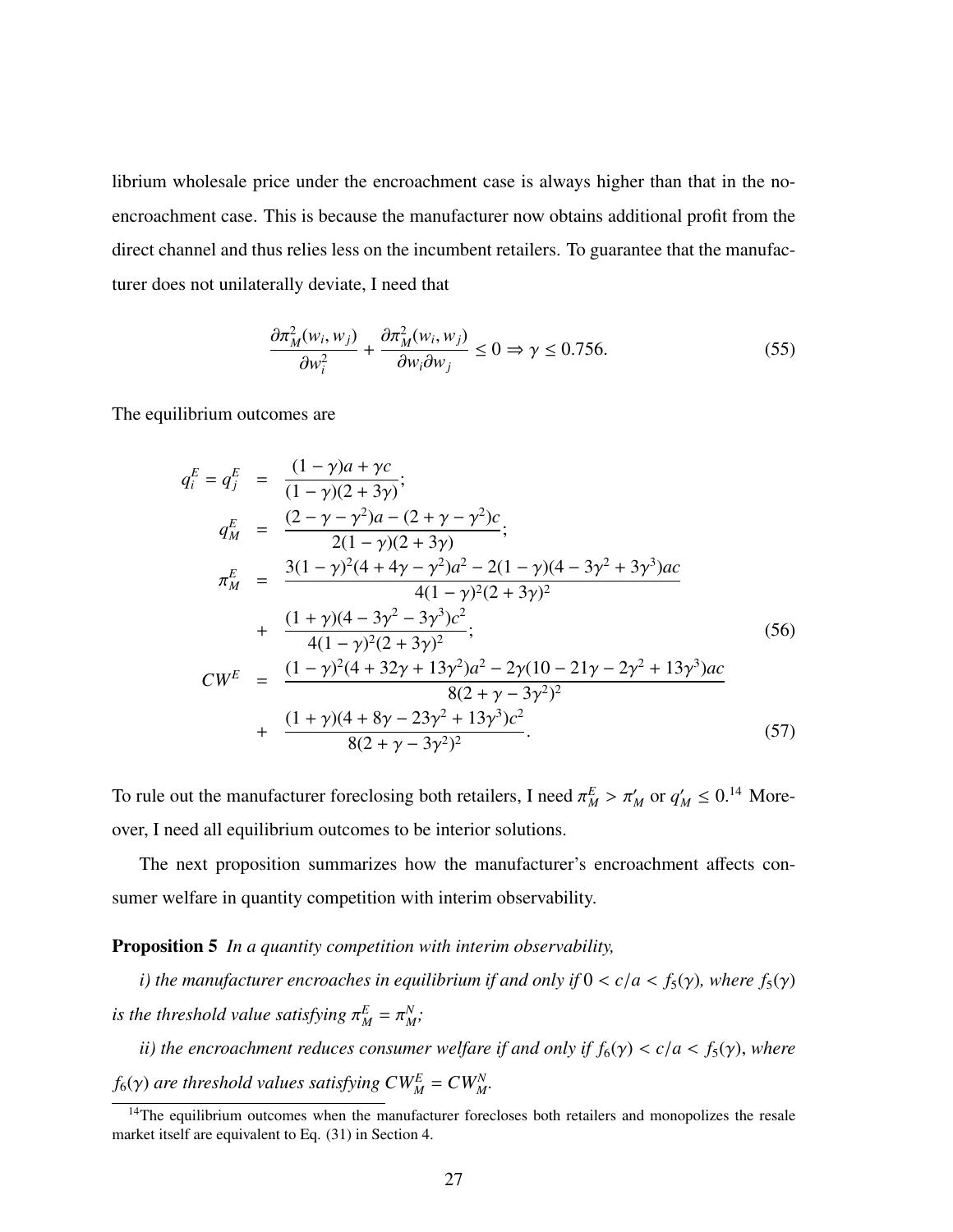librium wholesale price under the encroachment case is always higher than that in the no-encroachment case. This is because the manufacturer now obtains additional profit from the direct channel and thus relies less on the incumbent retailers. To guarantee that the manufacturer does not unilaterally deviate, I need that

$$\frac{\partial \pi_M^2(w_i, w_j)}{\partial w_i^2} + \frac{\partial \pi_M^2(w_i, w_j)}{\partial w_i \partial w_j} \leq 0 \Rightarrow \gamma \leq 0.756. \tag{55}$$

The equilibrium outcomes are

$$\begin{aligned}
q_i^E = q_j^E &= \frac{(1-\gamma)a + \gamma c}{(1-\gamma)(2+3\gamma)}; \\
q_M^E &= \frac{(2-\gamma-\gamma^2)a - (2+\gamma-\gamma^2)c}{2(1-\gamma)(2+3\gamma)}; \\
\pi_M^E &= \frac{3(1-\gamma)^2(4+4\gamma-\gamma^2)a^2 - 2(1-\gamma)(4-3\gamma^2+3\gamma^3)ac}{4(1-\gamma)^2(2+3\gamma)^2} \\
&+ \frac{(1+\gamma)(4-3\gamma^2-3\gamma^3)c^2}{4(1-\gamma)^2(2+3\gamma)^2}; \qquad (56) \\
CW^E &= \frac{(1-\gamma)^2(4+32\gamma+13\gamma^2)a^2 - 2\gamma(10-21\gamma-2\gamma^2+13\gamma^3)ac}{8(2+\gamma-3\gamma^2)^2} \\
&+ \frac{(1+\gamma)(4+8\gamma-23\gamma^2+13\gamma^3)c^2}{8(2+\gamma-3\gamma^2)^2}. \qquad (57)
\end{aligned}$$

To rule out the manufacturer foreclosing both retailers, I need $\pi_M^E > \pi_M'$ or $q_M' \leq 0$.[14] Moreover, I need all equilibrium outcomes to be interior solutions.

The next proposition summarizes how the manufacturer's encroachment affects consumer welfare in quantity competition with interim observability.

**Proposition 5** *In a quantity competition with interim observability,*

*i) the manufacturer encroaches in equilibrium if and only if* $0 < c/a < f_5(\gamma)$*, where* $f_5(\gamma)$ *is the threshold value satisfying* $\pi_M^E = \pi_M^N$*;*

*ii) the encroachment reduces consumer welfare if and only if* $f_6(\gamma) < c/a < f_5(\gamma)$*, where* $f_6(\gamma)$ *are threshold values satisfying* $CW_M^E = CW_M^N$*.*

[14] The equilibrium outcomes when the manufacturer forecloses both retailers and monopolizes the resale market itself are equivalent to Eq. (31) in Section 4.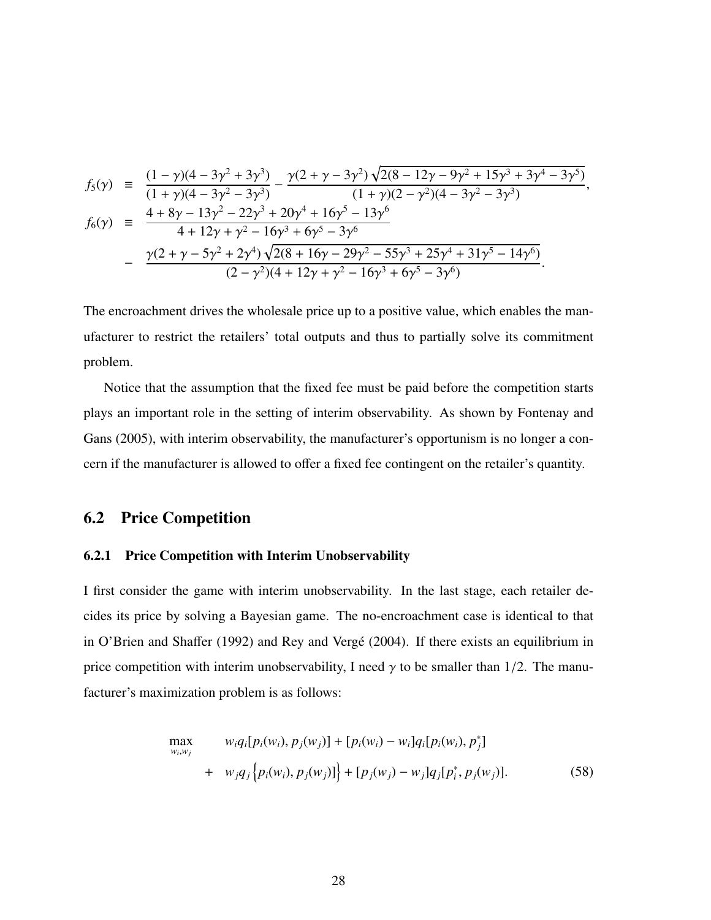$$
\begin{aligned}
f_5(\gamma) &\equiv \frac{(1-\gamma)(4-3\gamma^2+3\gamma^3)}{(1+\gamma)(4-3\gamma^2-3\gamma^3)} - \frac{\gamma(2+\gamma-3\gamma^2)\sqrt{2(8-12\gamma-9\gamma^2+15\gamma^3+3\gamma^4-3\gamma^5)}}{(1+\gamma)(2-\gamma^2)(4-3\gamma^2-3\gamma^3)}, \\
f_6(\gamma) &\equiv \frac{4+8\gamma-13\gamma^2-22\gamma^3+20\gamma^4+16\gamma^5-13\gamma^6}{4+12\gamma+\gamma^2-16\gamma^3+6\gamma^5-3\gamma^6} \\
&\quad - \frac{\gamma(2+\gamma-5\gamma^2+2\gamma^4)\sqrt{2(8+16\gamma-29\gamma^2-55\gamma^3+25\gamma^4+31\gamma^5-14\gamma^6)}}{(2-\gamma^2)(4+12\gamma+\gamma^2-16\gamma^3+6\gamma^5-3\gamma^6)}.
\end{aligned}
$$

The encroachment drives the wholesale price up to a positive value, which enables the manufacturer to restrict the retailers' total outputs and thus to partially solve its commitment problem.

Notice that the assumption that the fixed fee must be paid before the competition starts plays an important role in the setting of interim observability. As shown by Fontenay and Gans (2005), with interim observability, the manufacturer's opportunism is no longer a concern if the manufacturer is allowed to offer a fixed fee contingent on the retailer's quantity.

## 6.2 Price Competition

### 6.2.1 Price Competition with Interim Unobservability

I first consider the game with interim unobservability. In the last stage, each retailer decides its price by solving a Bayesian game. The no-encroachment case is identical to that in O'Brien and Shaffer (1992) and Rey and Vergé (2004). If there exists an equilibrium in price competition with interim unobservability, I need $\gamma$ to be smaller than $1/2$. The manufacturer's maximization problem is as follows:

$$
\begin{aligned}
\max_{w_i, w_j} \quad & w_i q_i[p_i(w_i), p_j(w_j)] + [p_i(w_i) - w_i] q_i[p_i(w_i), p_j^*] \\
+ \quad & w_j q_j\left\{p_i(w_i), p_j(w_j)]\right\} + [p_j(w_j) - w_j] q_j[p_i^*, p_j(w_j)]. \qquad (58)
\end{aligned}
$$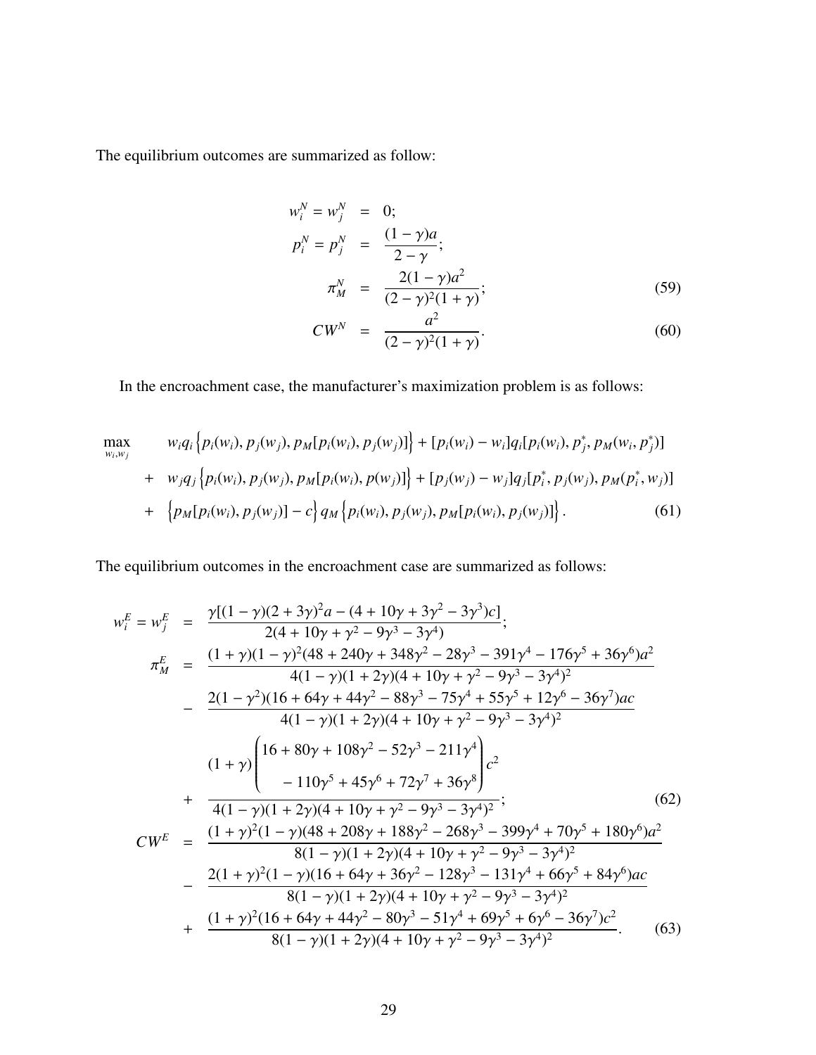The equilibrium outcomes are summarized as follow:

$$
\begin{aligned}
w_i^N = w_j^N &= 0; \\
p_i^N = p_j^N &= \frac{(1-\gamma)a}{2-\gamma}; \\
\pi_M^N &= \frac{2(1-\gamma)a^2}{(2-\gamma)^2(1+\gamma)}; \qquad (59) \\
CW^N &= \frac{a^2}{(2-\gamma)^2(1+\gamma)}. \qquad (60)
\end{aligned}
$$

In the encroachment case, the manufacturer's maximization problem is as follows:

$$
\begin{aligned}
\max_{w_i, w_j} \quad & w_i q_i \left\{p_i(w_i), p_j(w_j), p_M[p_i(w_i), p_j(w_j)]\right\} + [p_i(w_i) - w_i] q_i[p_i(w_i), p_j^*, p_M(w_i, p_j^*)] \\
+ \quad & w_j q_j \left\{p_i(w_i), p_j(w_j), p_M[p_i(w_i), p(w_j)]\right\} + [p_j(w_j) - w_j] q_j[p_i^*, p_j(w_j), p_M(p_i^*, w_j)] \\
+ \quad & \left\{p_M[p_i(w_i), p_j(w_j)] - c\right\} q_M \left\{p_i(w_i), p_j(w_j), p_M[p_i(w_i), p_j(w_j)]\right\}. \qquad (61)
\end{aligned}
$$

The equilibrium outcomes in the encroachment case are summarized as follows:

$$
\begin{aligned}
w_i^E = w_j^E &= \frac{\gamma[(1-\gamma)(2+3\gamma)^2 a - (4+10\gamma+3\gamma^2-3\gamma^3)c]}{2(4+10\gamma+\gamma^2-9\gamma^3-3\gamma^4)}; \\
\pi_M^E &= \frac{(1+\gamma)(1-\gamma)^2(48+240\gamma+348\gamma^2-28\gamma^3-391\gamma^4-176\gamma^5+36\gamma^6)a^2}{4(1-\gamma)(1+2\gamma)(4+10\gamma+\gamma^2-9\gamma^3-3\gamma^4)^2} \\
&- \frac{2(1-\gamma^2)(16+64\gamma+44\gamma^2-88\gamma^3-75\gamma^4+55\gamma^5+12\gamma^6-36\gamma^7)ac}{4(1-\gamma)(1+2\gamma)(4+10\gamma+\gamma^2-9\gamma^3-3\gamma^4)^2} \\
&+ \frac{(1+\gamma)\begin{pmatrix} 16+80\gamma+108\gamma^2-52\gamma^3-211\gamma^4 \\ -110\gamma^5+45\gamma^6+72\gamma^7+36\gamma^8 \end{pmatrix} c^2}{4(1-\gamma)(1+2\gamma)(4+10\gamma+\gamma^2-9\gamma^3-3\gamma^4)^2}; \qquad (62) \\
CW^E &= \frac{(1+\gamma)^2(1-\gamma)(48+208\gamma+188\gamma^2-268\gamma^3-399\gamma^4+70\gamma^5+180\gamma^6)a^2}{8(1-\gamma)(1+2\gamma)(4+10\gamma+\gamma^2-9\gamma^3-3\gamma^4)^2} \\
&- \frac{2(1+\gamma)^2(1-\gamma)(16+64\gamma+36\gamma^2-128\gamma^3-131\gamma^4+66\gamma^5+84\gamma^6)ac}{8(1-\gamma)(1+2\gamma)(4+10\gamma+\gamma^2-9\gamma^3-3\gamma^4)^2} \\
&+ \frac{(1+\gamma)^2(16+64\gamma+44\gamma^2-80\gamma^3-51\gamma^4+69\gamma^5+6\gamma^6-36\gamma^7)c^2}{8(1-\gamma)(1+2\gamma)(4+10\gamma+\gamma^2-9\gamma^3-3\gamma^4)^2}. \qquad (63)
\end{aligned}
$$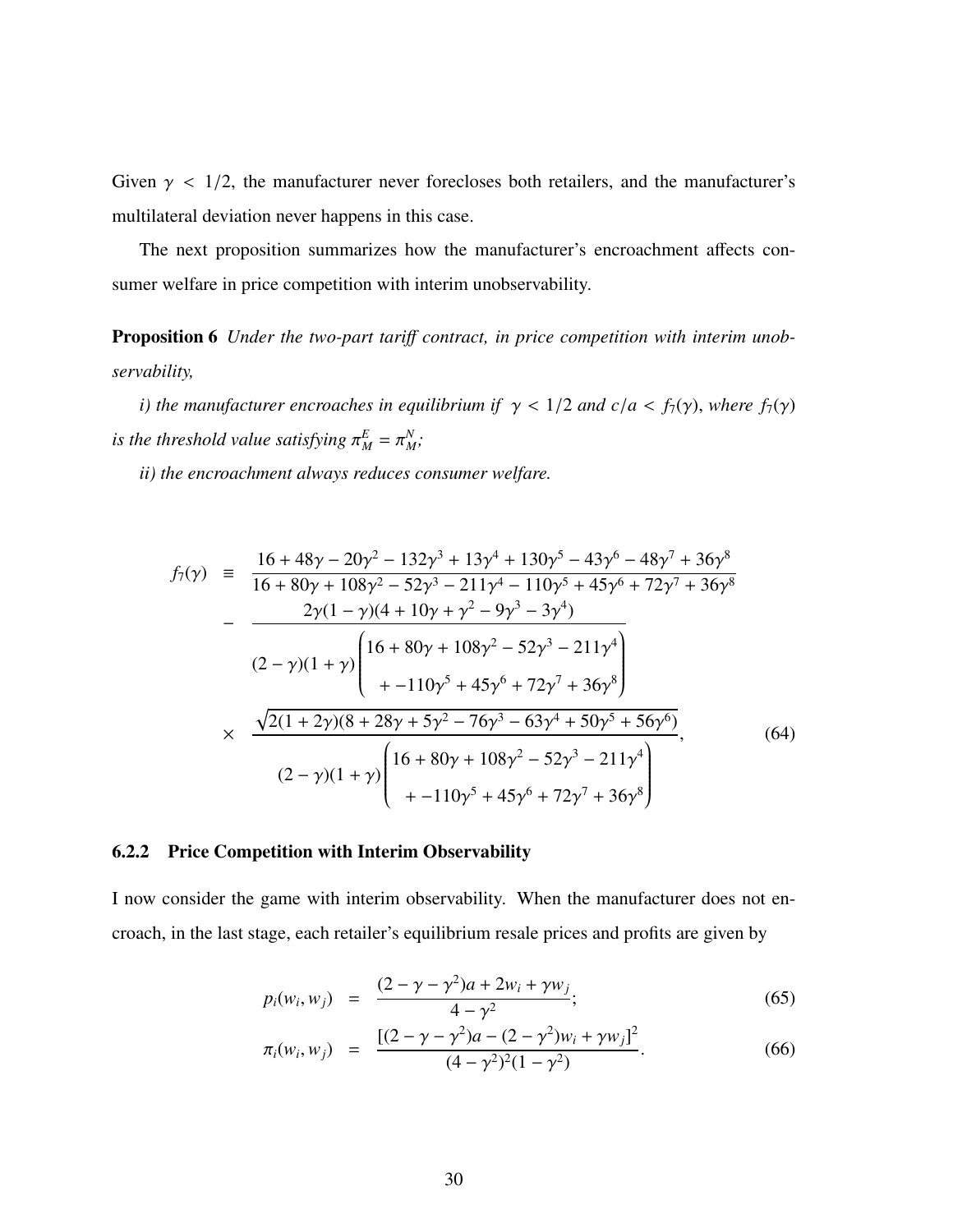Given $\gamma < 1/2$, the manufacturer never forecloses both retailers, and the manufacturer's multilateral deviation never happens in this case.

The next proposition summarizes how the manufacturer's encroachment affects consumer welfare in price competition with interim unobservability.

**Proposition 6** *Under the two-part tariff contract, in price competition with interim unobservability,*

*i) the manufacturer encroaches in equilibrium if $\gamma < 1/2$ and $c/a < f_7(\gamma)$, where $f_7(\gamma)$ is the threshold value satisfying $\pi_M^E = \pi_M^N$;*

*ii) the encroachment always reduces consumer welfare.*

$$
\begin{aligned}
f_7(\gamma) \equiv\ & \frac{16 + 48\gamma - 20\gamma^2 - 132\gamma^3 + 13\gamma^4 + 130\gamma^5 - 43\gamma^6 - 48\gamma^7 + 36\gamma^8}{16 + 80\gamma + 108\gamma^2 - 52\gamma^3 - 211\gamma^4 - 110\gamma^5 + 45\gamma^6 + 72\gamma^7 + 36\gamma^8} \\
& - \frac{2\gamma(1-\gamma)(4 + 10\gamma + \gamma^2 - 9\gamma^3 - 3\gamma^4)}{(2-\gamma)(1+\gamma)\begin{pmatrix} 16 + 80\gamma + 108\gamma^2 - 52\gamma^3 - 211\gamma^4 \\ + -110\gamma^5 + 45\gamma^6 + 72\gamma^7 + 36\gamma^8 \end{pmatrix}} \\
& \times \frac{\sqrt{2(1+2\gamma)(8 + 28\gamma + 5\gamma^2 - 76\gamma^3 - 63\gamma^4 + 50\gamma^5 + 56\gamma^6)}}{(2-\gamma)(1+\gamma)\begin{pmatrix} 16 + 80\gamma + 108\gamma^2 - 52\gamma^3 - 211\gamma^4 \\ + -110\gamma^5 + 45\gamma^6 + 72\gamma^7 + 36\gamma^8 \end{pmatrix}},
\end{aligned} \tag{64}
$$

### 6.2.2 Price Competition with Interim Observability

I now consider the game with interim observability. When the manufacturer does not encroach, in the last stage, each retailer's equilibrium resale prices and profits are given by

$$
p_i(w_i, w_j) = \frac{(2 - \gamma - \gamma^2)a + 2w_i + \gamma w_j}{4 - \gamma^2}; \tag{65}
$$

$$
\pi_i(w_i, w_j) = \frac{[(2 - \gamma - \gamma^2)a - (2 - \gamma^2)w_i + \gamma w_j]^2}{(4 - \gamma^2)^2(1 - \gamma^2)}. \tag{66}
$$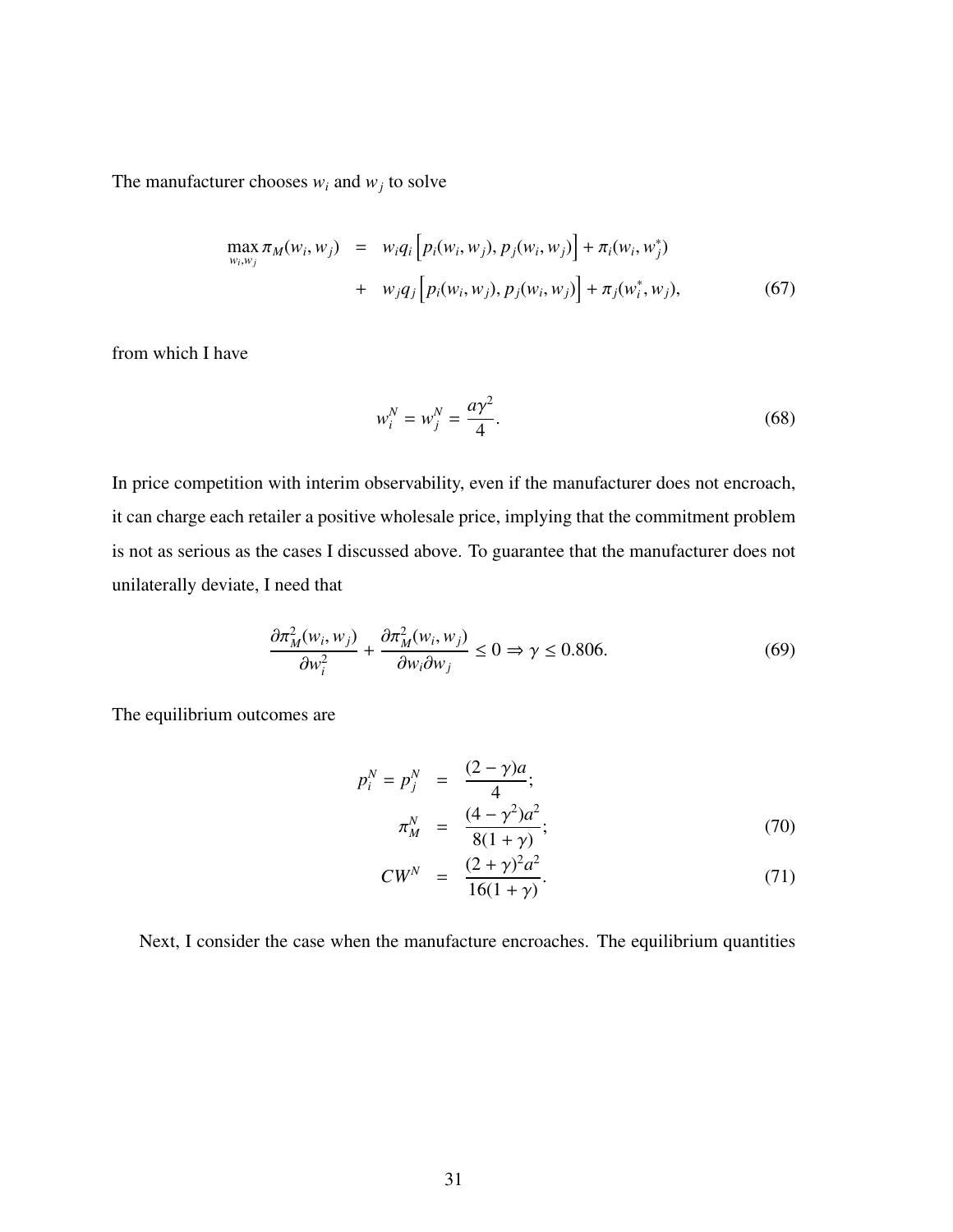The manufacturer chooses $w_i$ and $w_j$ to solve

$$
\begin{aligned}
\max_{w_i, w_j} \pi_M(w_i, w_j) &= w_i q_i \left[ p_i(w_i, w_j), p_j(w_i, w_j) \right] + \pi_i(w_i, w_j^*) \\
&+ w_j q_j \left[ p_i(w_i, w_j), p_j(w_i, w_j) \right] + \pi_j(w_i^*, w_j), \qquad (67)
\end{aligned}
$$

from which I have

$$
w_i^N = w_j^N = \frac{a\gamma^2}{4}. \qquad (68)
$$

In price competition with interim observability, even if the manufacturer does not encroach, it can charge each retailer a positive wholesale price, implying that the commitment problem is not as serious as the cases I discussed above. To guarantee that the manufacturer does not unilaterally deviate, I need that

$$
\frac{\partial \pi_M^2(w_i, w_j)}{\partial w_i^2} + \frac{\partial \pi_M^2(w_i, w_j)}{\partial w_i \partial w_j} \leq 0 \Rightarrow \gamma \leq 0.806. \qquad (69)
$$

The equilibrium outcomes are

$$
\begin{aligned}
p_i^N = p_j^N &= \frac{(2-\gamma)a}{4}; \\
\pi_M^N &= \frac{(4-\gamma^2)a^2}{8(1+\gamma)}; \qquad (70) \\
CW^N &= \frac{(2+\gamma)^2 a^2}{16(1+\gamma)}. \qquad (71)
\end{aligned}
$$

Next, I consider the case when the manufacture encroaches. The equilibrium quantities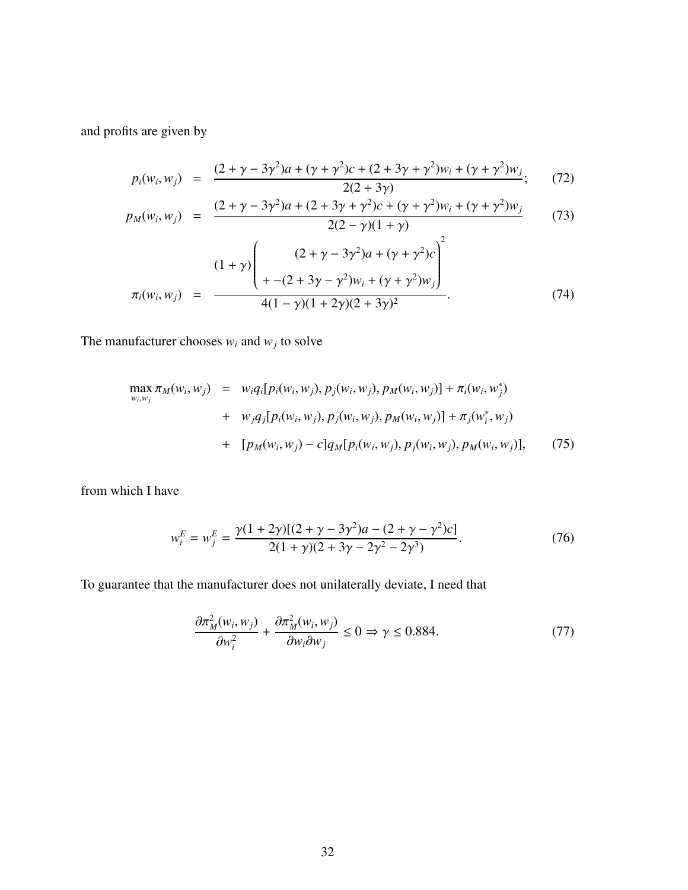and profits are given by

$$p_i(w_i, w_j) = \frac{(2+\gamma-3\gamma^2)a + (\gamma+\gamma^2)c + (2+3\gamma+\gamma^2)w_i + (\gamma+\gamma^2)w_j}{2(2+3\gamma)}; \tag{72}$$

$$p_M(w_i, w_j) = \frac{(2+\gamma-3\gamma^2)a + (2+3\gamma+\gamma^2)c + (\gamma+\gamma^2)w_i + (\gamma+\gamma^2)w_j}{2(2-\gamma)(1+\gamma)} \tag{73}$$

$$\pi_i(w_i, w_j) = \frac{(1+\gamma)\begin{pmatrix} (2+\gamma-3\gamma^2)a + (\gamma+\gamma^2)c \\ + -(2+3\gamma-\gamma^2)w_i + (\gamma+\gamma^2)w_j \end{pmatrix}^2}{4(1-\gamma)(1+2\gamma)(2+3\gamma)^2}. \tag{74}$$

The manufacturer chooses $w_i$ and $w_j$ to solve

$$\begin{aligned}
\max_{w_i, w_j} \pi_M(w_i, w_j) &= w_i q_i[p_i(w_i, w_j), p_j(w_i, w_j), p_M(w_i, w_j)] + \pi_i(w_i, w_j^*) \\
&+ w_j q_j[p_i(w_i, w_j), p_j(w_i, w_j), p_M(w_i, w_j)] + \pi_j(w_i^*, w_j) \\
&+ [p_M(w_i, w_j) - c] q_M[p_i(w_i, w_j), p_j(w_i, w_j), p_M(w_i, w_j)],
\end{aligned} \tag{75}$$

from which I have

$$w_i^E = w_j^E = \frac{\gamma(1+2\gamma)[(2+\gamma-3\gamma^2)a - (2+\gamma-\gamma^2)c]}{2(1+\gamma)(2+3\gamma-2\gamma^2-2\gamma^3)}. \tag{76}$$

To guarantee that the manufacturer does not unilaterally deviate, I need that

$$\frac{\partial \pi_M^2(w_i, w_j)}{\partial w_i^2} + \frac{\partial \pi_M^2(w_i, w_j)}{\partial w_i \partial w_j} \leq 0 \Rightarrow \gamma \leq 0.884. \tag{77}$$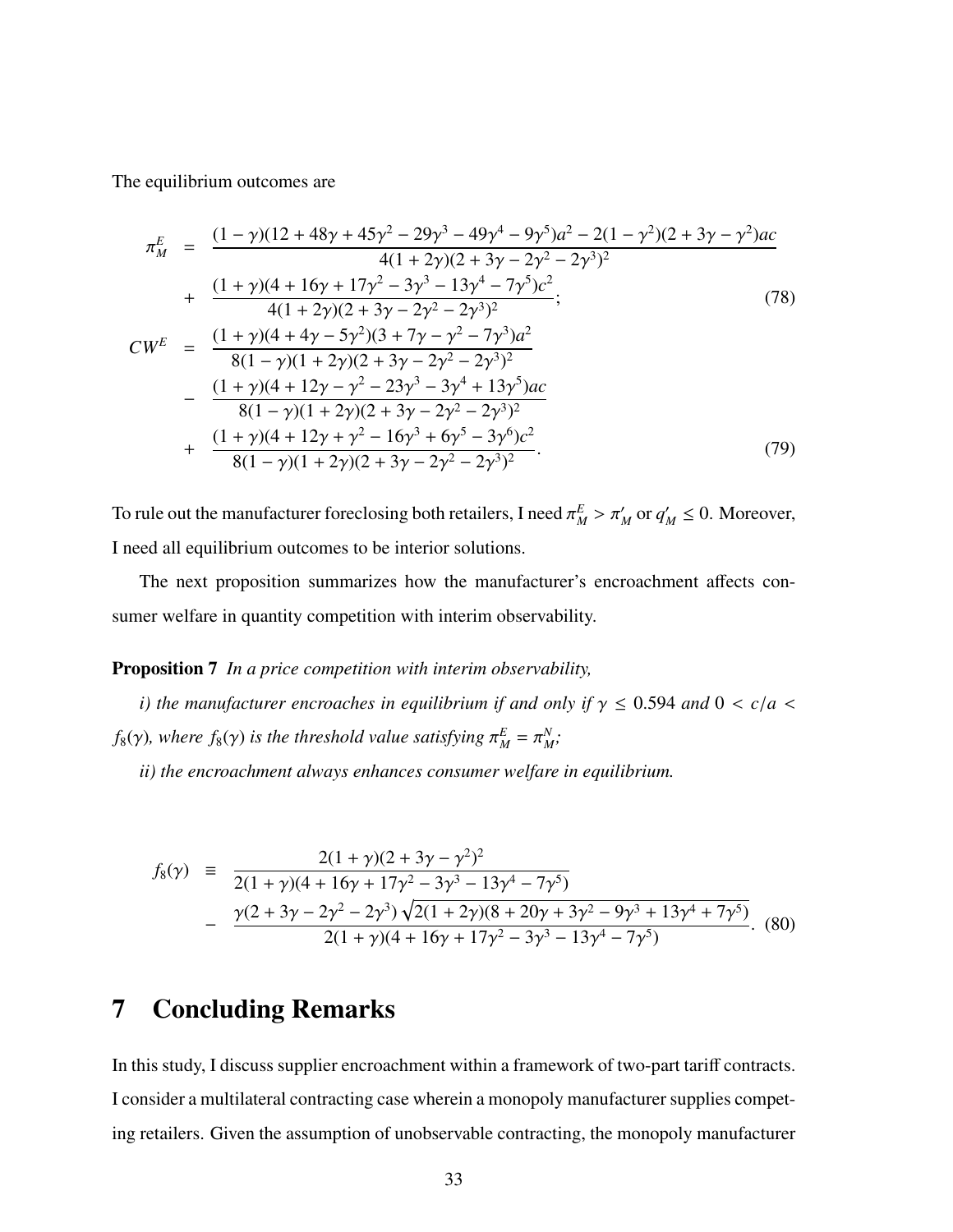The equilibrium outcomes are

$$
\begin{aligned}
\pi_M^E &= \frac{(1-\gamma)(12+48\gamma+45\gamma^2-29\gamma^3-49\gamma^4-9\gamma^5)a^2-2(1-\gamma^2)(2+3\gamma-\gamma^2)ac}{4(1+2\gamma)(2+3\gamma-2\gamma^2-2\gamma^3)^2} \\
&+ \frac{(1+\gamma)(4+16\gamma+17\gamma^2-3\gamma^3-13\gamma^4-7\gamma^5)c^2}{4(1+2\gamma)(2+3\gamma-2\gamma^2-2\gamma^3)^2}; \qquad (78) \\
CW^E &= \frac{(1+\gamma)(4+4\gamma-5\gamma^2)(3+7\gamma-\gamma^2-7\gamma^3)a^2}{8(1-\gamma)(1+2\gamma)(2+3\gamma-2\gamma^2-2\gamma^3)^2} \\
&- \frac{(1+\gamma)(4+12\gamma-\gamma^2-23\gamma^3-3\gamma^4+13\gamma^5)ac}{8(1-\gamma)(1+2\gamma)(2+3\gamma-2\gamma^2-2\gamma^3)^2} \\
&+ \frac{(1+\gamma)(4+12\gamma+\gamma^2-16\gamma^3+6\gamma^5-3\gamma^6)c^2}{8(1-\gamma)(1+2\gamma)(2+3\gamma-2\gamma^2-2\gamma^3)^2}. \qquad (79)
\end{aligned}
$$

To rule out the manufacturer foreclosing both retailers, I need $\pi_M^E > \pi'_M$ or $q'_M \leq 0$. Moreover, I need all equilibrium outcomes to be interior solutions.

The next proposition summarizes how the manufacturer's encroachment affects consumer welfare in quantity competition with interim observability.

**Proposition 7** *In a price competition with interim observability,*

*i) the manufacturer encroaches in equilibrium if and only if $\gamma \leq 0.594$ and $0 < c/a < f_8(\gamma)$, where $f_8(\gamma)$ is the threshold value satisfying $\pi_M^E = \pi_M^N$;*

*ii) the encroachment always enhances consumer welfare in equilibrium.*

$$
\begin{aligned}
f_8(\gamma) \equiv\ & \frac{2(1+\gamma)(2+3\gamma-\gamma^2)^2}{2(1+\gamma)(4+16\gamma+17\gamma^2-3\gamma^3-13\gamma^4-7\gamma^5)} \\
-\ & \frac{\gamma(2+3\gamma-2\gamma^2-2\gamma^3)\sqrt{2(1+2\gamma)(8+20\gamma+3\gamma^2-9\gamma^3+13\gamma^4+7\gamma^5)}}{2(1+\gamma)(4+16\gamma+17\gamma^2-3\gamma^3-13\gamma^4-7\gamma^5)}. \qquad (80)
\end{aligned}
$$

# 7 Concluding Remarks

In this study, I discuss supplier encroachment within a framework of two-part tariff contracts. I consider a multilateral contracting case wherein a monopoly manufacturer supplies competing retailers. Given the assumption of unobservable contracting, the monopoly manufacturer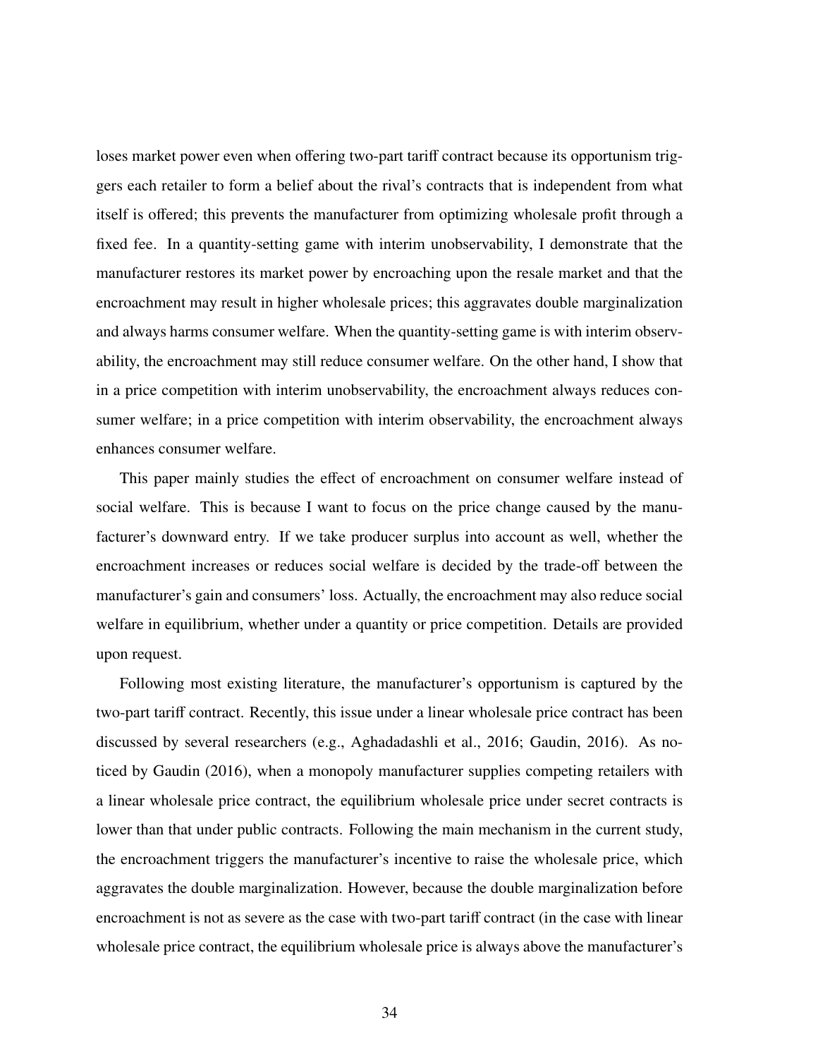loses market power even when offering two-part tariff contract because its opportunism triggers each retailer to form a belief about the rival's contracts that is independent from what itself is offered; this prevents the manufacturer from optimizing wholesale profit through a fixed fee. In a quantity-setting game with interim unobservability, I demonstrate that the manufacturer restores its market power by encroaching upon the resale market and that the encroachment may result in higher wholesale prices; this aggravates double marginalization and always harms consumer welfare. When the quantity-setting game is with interim observability, the encroachment may still reduce consumer welfare. On the other hand, I show that in a price competition with interim unobservability, the encroachment always reduces consumer welfare; in a price competition with interim observability, the encroachment always enhances consumer welfare.

This paper mainly studies the effect of encroachment on consumer welfare instead of social welfare. This is because I want to focus on the price change caused by the manufacturer's downward entry. If we take producer surplus into account as well, whether the encroachment increases or reduces social welfare is decided by the trade-off between the manufacturer's gain and consumers' loss. Actually, the encroachment may also reduce social welfare in equilibrium, whether under a quantity or price competition. Details are provided upon request.

Following most existing literature, the manufacturer's opportunism is captured by the two-part tariff contract. Recently, this issue under a linear wholesale price contract has been discussed by several researchers (e.g., Aghadadashli et al., 2016; Gaudin, 2016). As noticed by Gaudin (2016), when a monopoly manufacturer supplies competing retailers with a linear wholesale price contract, the equilibrium wholesale price under secret contracts is lower than that under public contracts. Following the main mechanism in the current study, the encroachment triggers the manufacturer's incentive to raise the wholesale price, which aggravates the double marginalization. However, because the double marginalization before encroachment is not as severe as the case with two-part tariff contract (in the case with linear wholesale price contract, the equilibrium wholesale price is always above the manufacturer's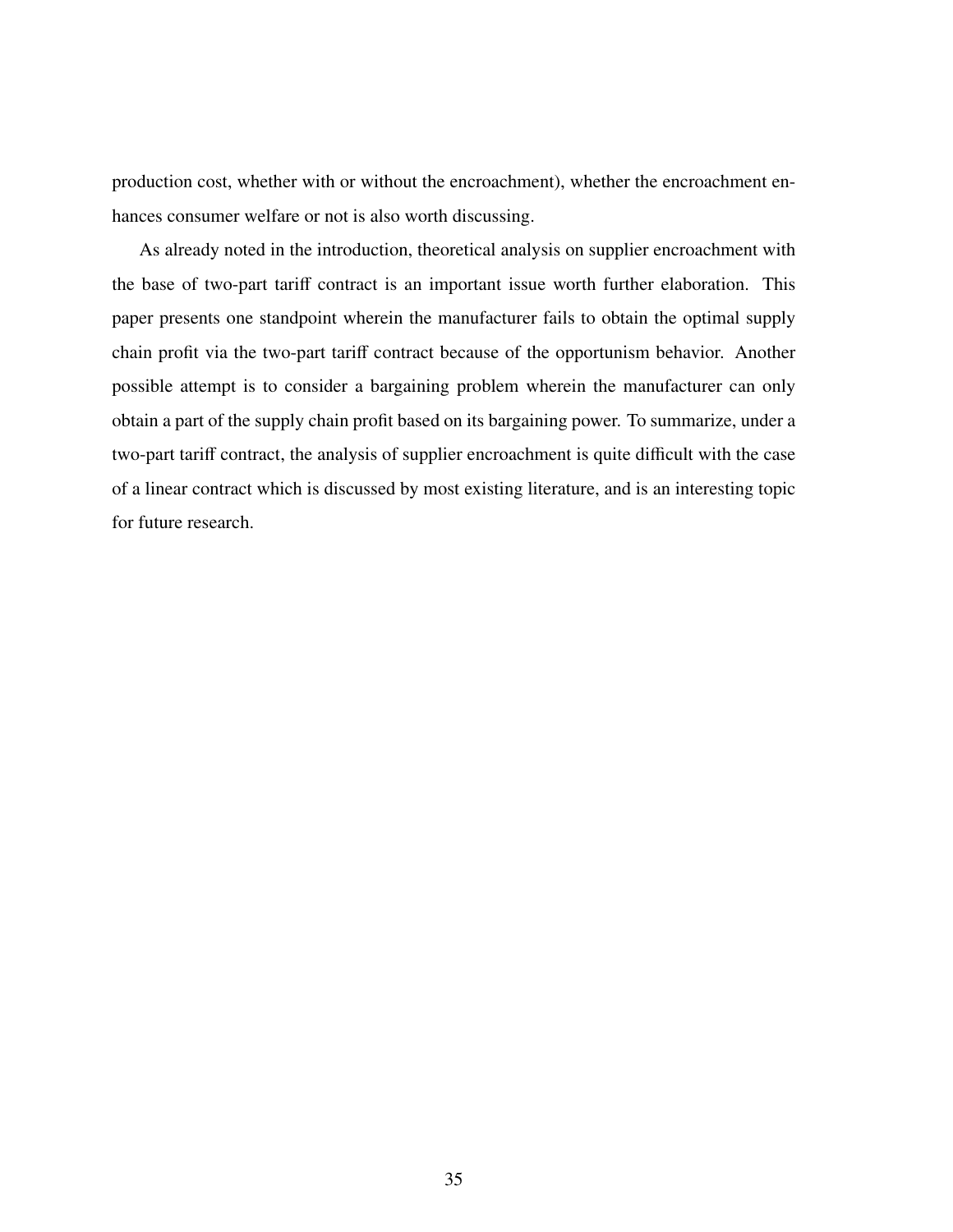production cost, whether with or without the encroachment), whether the encroachment enhances consumer welfare or not is also worth discussing.

As already noted in the introduction, theoretical analysis on supplier encroachment with the base of two-part tariff contract is an important issue worth further elaboration. This paper presents one standpoint wherein the manufacturer fails to obtain the optimal supply chain profit via the two-part tariff contract because of the opportunism behavior. Another possible attempt is to consider a bargaining problem wherein the manufacturer can only obtain a part of the supply chain profit based on its bargaining power. To summarize, under a two-part tariff contract, the analysis of supplier encroachment is quite difficult with the case of a linear contract which is discussed by most existing literature, and is an interesting topic for future research.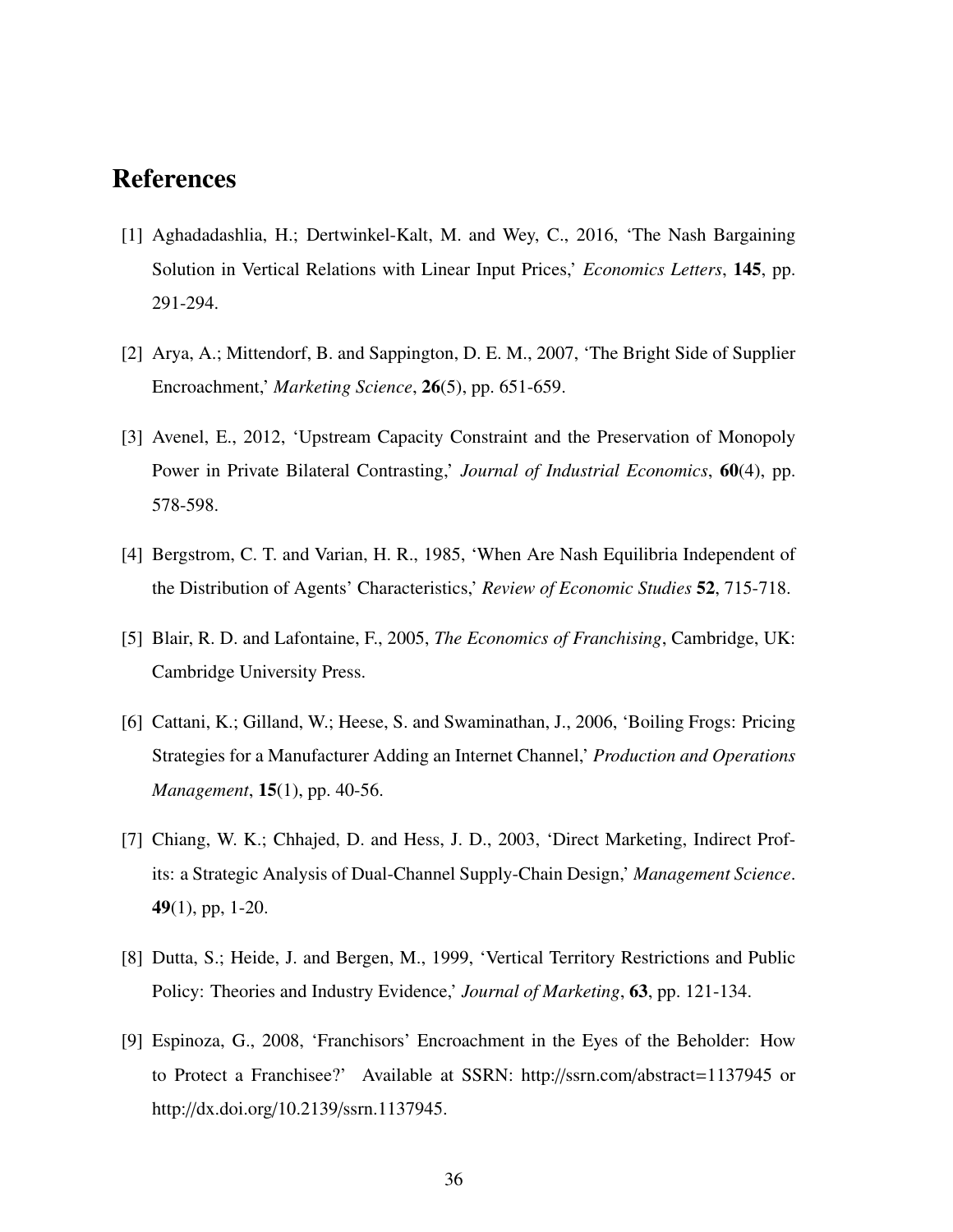## References

[1] Aghadadashlia, H.; Dertwinkel-Kalt, M. and Wey, C., 2016, 'The Nash Bargaining Solution in Vertical Relations with Linear Input Prices,' *Economics Letters*, **145**, pp. 291-294.

[2] Arya, A.; Mittendorf, B. and Sappington, D. E. M., 2007, 'The Bright Side of Supplier Encroachment,' *Marketing Science*, **26**(5), pp. 651-659.

[3] Avenel, E., 2012, 'Upstream Capacity Constraint and the Preservation of Monopoly Power in Private Bilateral Contrasting,' *Journal of Industrial Economics*, **60**(4), pp. 578-598.

[4] Bergstrom, C. T. and Varian, H. R., 1985, 'When Are Nash Equilibria Independent of the Distribution of Agents' Characteristics,' *Review of Economic Studies* **52**, 715-718.

[5] Blair, R. D. and Lafontaine, F., 2005, *The Economics of Franchising*, Cambridge, UK: Cambridge University Press.

[6] Cattani, K.; Gilland, W.; Heese, S. and Swaminathan, J., 2006, 'Boiling Frogs: Pricing Strategies for a Manufacturer Adding an Internet Channel,' *Production and Operations Management*, **15**(1), pp. 40-56.

[7] Chiang, W. K.; Chhajed, D. and Hess, J. D., 2003, 'Direct Marketing, Indirect Profits: a Strategic Analysis of Dual-Channel Supply-Chain Design,' *Management Science*. **49**(1), pp, 1-20.

[8] Dutta, S.; Heide, J. and Bergen, M., 1999, 'Vertical Territory Restrictions and Public Policy: Theories and Industry Evidence,' *Journal of Marketing*, **63**, pp. 121-134.

[9] Espinoza, G., 2008, 'Franchisors' Encroachment in the Eyes of the Beholder: How to Protect a Franchisee?' Available at SSRN: http://ssrn.com/abstract=1137945 or http://dx.doi.org/10.2139/ssrn.1137945.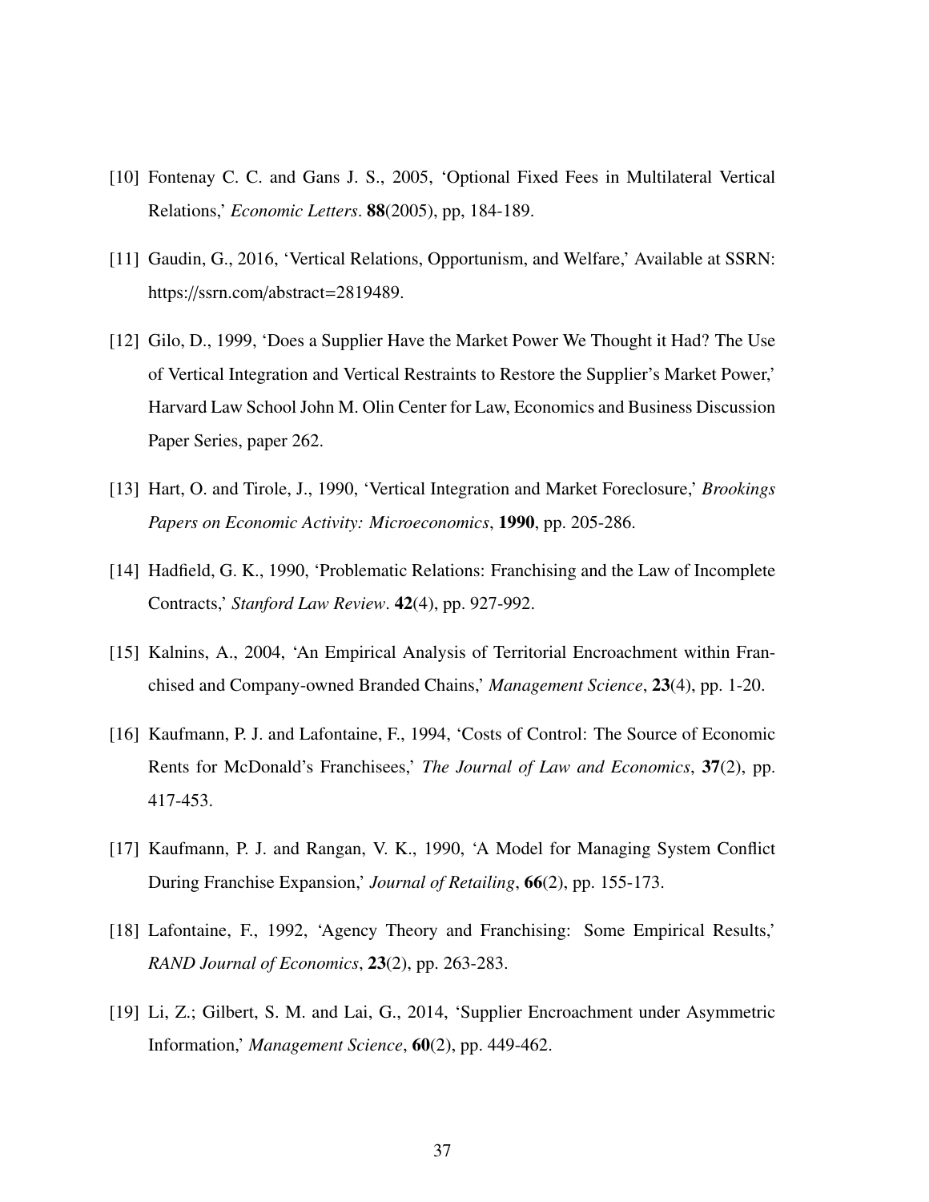[10] Fontenay C. C. and Gans J. S., 2005, ‘Optional Fixed Fees in Multilateral Vertical Relations,’ *Economic Letters*. **88**(2005), pp, 184-189.

[11] Gaudin, G., 2016, ‘Vertical Relations, Opportunism, and Welfare,’ Available at SSRN: https://ssrn.com/abstract=2819489.

[12] Gilo, D., 1999, ‘Does a Supplier Have the Market Power We Thought it Had? The Use of Vertical Integration and Vertical Restraints to Restore the Supplier’s Market Power,’ Harvard Law School John M. Olin Center for Law, Economics and Business Discussion Paper Series, paper 262.

[13] Hart, O. and Tirole, J., 1990, ‘Vertical Integration and Market Foreclosure,’ *Brookings Papers on Economic Activity: Microeconomics*, **1990**, pp. 205-286.

[14] Hadfield, G. K., 1990, ‘Problematic Relations: Franchising and the Law of Incomplete Contracts,’ *Stanford Law Review*. **42**(4), pp. 927-992.

[15] Kalnins, A., 2004, ‘An Empirical Analysis of Territorial Encroachment within Franchised and Company-owned Branded Chains,’ *Management Science*, **23**(4), pp. 1-20.

[16] Kaufmann, P. J. and Lafontaine, F., 1994, ‘Costs of Control: The Source of Economic Rents for McDonald’s Franchisees,’ *The Journal of Law and Economics*, **37**(2), pp. 417-453.

[17] Kaufmann, P. J. and Rangan, V. K., 1990, ‘A Model for Managing System Conflict During Franchise Expansion,’ *Journal of Retailing*, **66**(2), pp. 155-173.

[18] Lafontaine, F., 1992, ‘Agency Theory and Franchising: Some Empirical Results,’ *RAND Journal of Economics*, **23**(2), pp. 263-283.

[19] Li, Z.; Gilbert, S. M. and Lai, G., 2014, ‘Supplier Encroachment under Asymmetric Information,’ *Management Science*, **60**(2), pp. 449-462.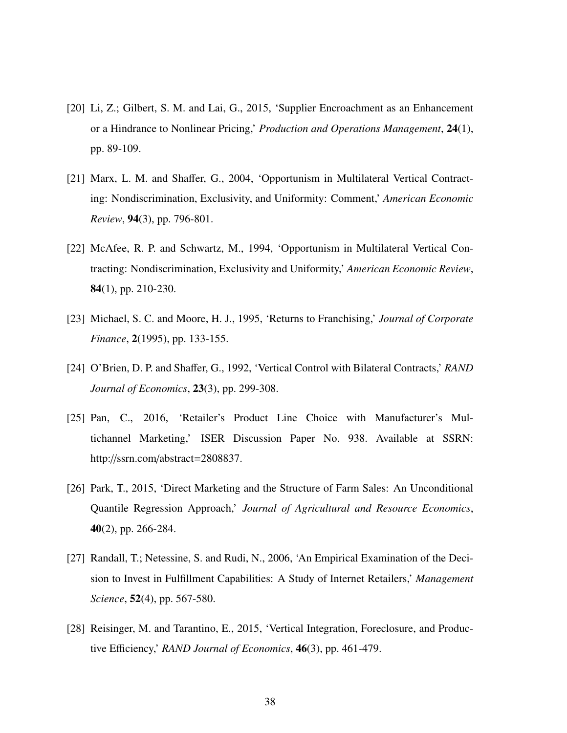[20] Li, Z.; Gilbert, S. M. and Lai, G., 2015, 'Supplier Encroachment as an Enhancement or a Hindrance to Nonlinear Pricing,' *Production and Operations Management*, **24**(1), pp. 89-109.

[21] Marx, L. M. and Shaffer, G., 2004, 'Opportunism in Multilateral Vertical Contracting: Nondiscrimination, Exclusivity, and Uniformity: Comment,' *American Economic Review*, **94**(3), pp. 796-801.

[22] McAfee, R. P. and Schwartz, M., 1994, 'Opportunism in Multilateral Vertical Contracting: Nondiscrimination, Exclusivity and Uniformity,' *American Economic Review*, **84**(1), pp. 210-230.

[23] Michael, S. C. and Moore, H. J., 1995, 'Returns to Franchising,' *Journal of Corporate Finance*, **2**(1995), pp. 133-155.

[24] O'Brien, D. P. and Shaffer, G., 1992, 'Vertical Control with Bilateral Contracts,' *RAND Journal of Economics*, **23**(3), pp. 299-308.

[25] Pan, C., 2016, 'Retailer's Product Line Choice with Manufacturer's Multichannel Marketing,' ISER Discussion Paper No. 938. Available at SSRN: http://ssrn.com/abstract=2808837.

[26] Park, T., 2015, 'Direct Marketing and the Structure of Farm Sales: An Unconditional Quantile Regression Approach,' *Journal of Agricultural and Resource Economics*, **40**(2), pp. 266-284.

[27] Randall, T.; Netessine, S. and Rudi, N., 2006, 'An Empirical Examination of the Decision to Invest in Fulfillment Capabilities: A Study of Internet Retailers,' *Management Science*, **52**(4), pp. 567-580.

[28] Reisinger, M. and Tarantino, E., 2015, 'Vertical Integration, Foreclosure, and Productive Efficiency,' *RAND Journal of Economics*, **46**(3), pp. 461-479.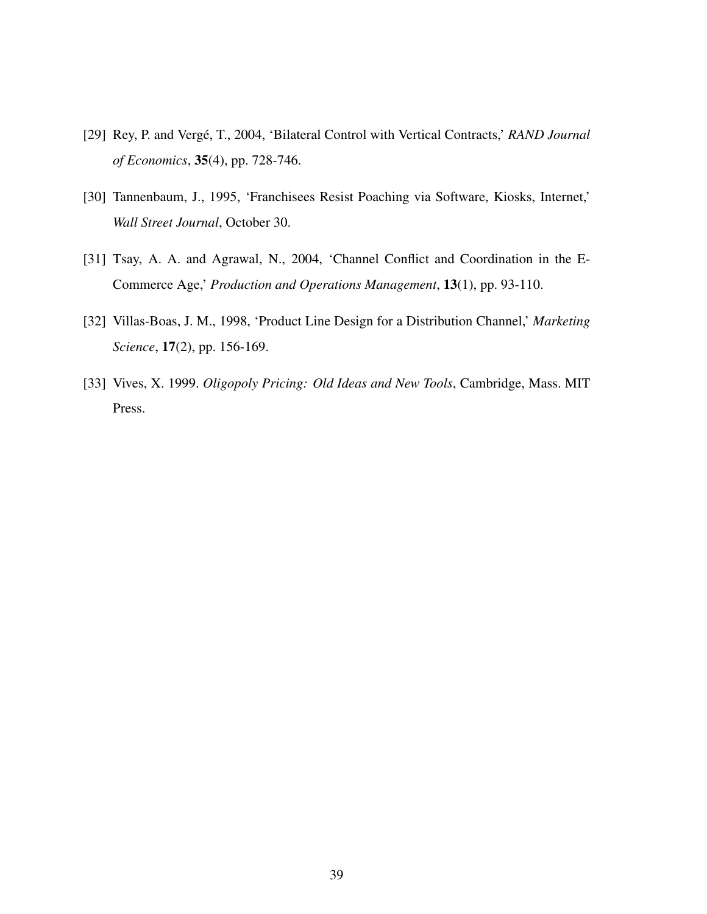[29] Rey, P. and Vergé, T., 2004, 'Bilateral Control with Vertical Contracts,' *RAND Journal of Economics*, **35**(4), pp. 728-746.

[30] Tannenbaum, J., 1995, 'Franchisees Resist Poaching via Software, Kiosks, Internet,' *Wall Street Journal*, October 30.

[31] Tsay, A. A. and Agrawal, N., 2004, 'Channel Conflict and Coordination in the E-Commerce Age,' *Production and Operations Management*, **13**(1), pp. 93-110.

[32] Villas-Boas, J. M., 1998, 'Product Line Design for a Distribution Channel,' *Marketing Science*, **17**(2), pp. 156-169.

[33] Vives, X. 1999. *Oligopoly Pricing: Old Ideas and New Tools*, Cambridge, Mass. MIT Press.